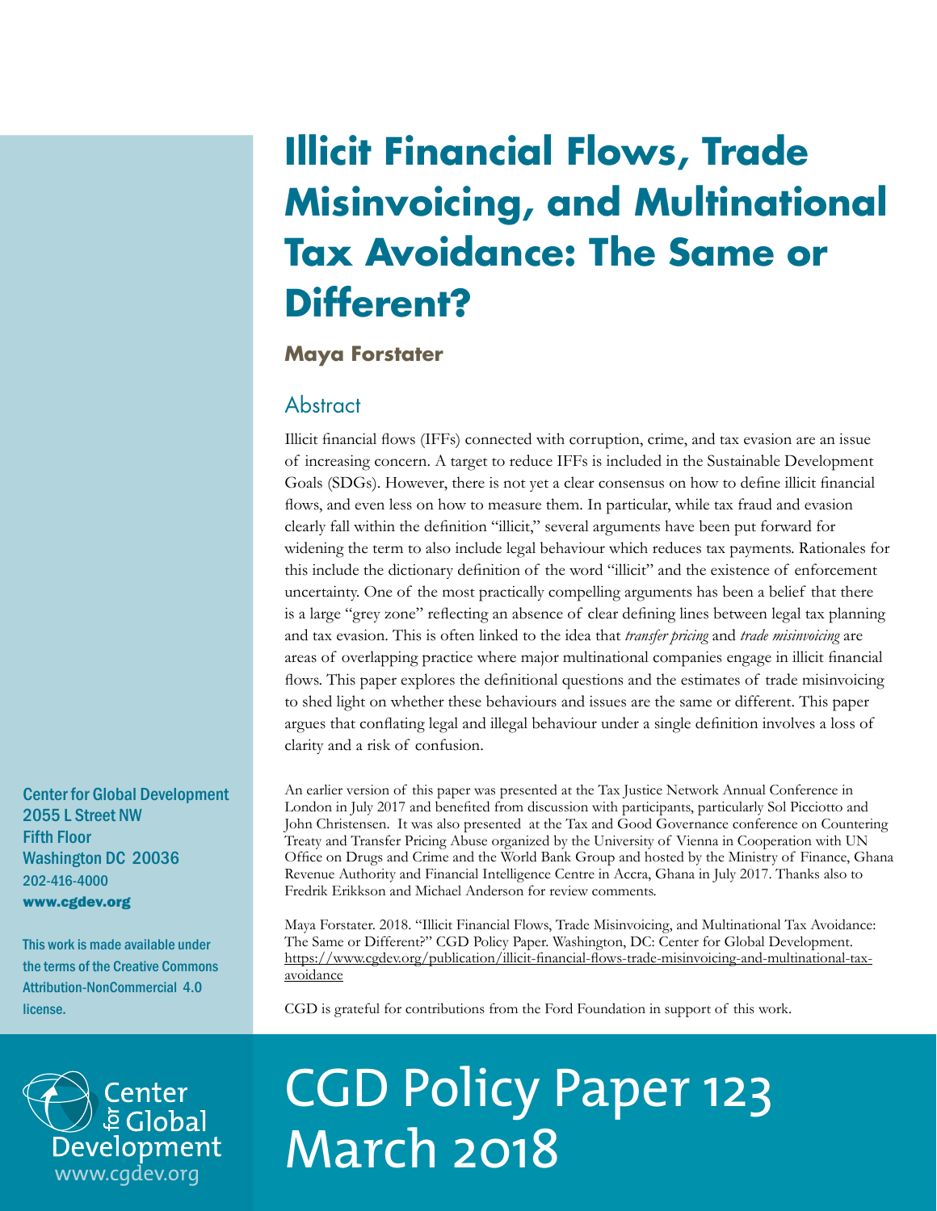# Illicit Financial Flows, Trade Misinvoicing, and Multinational Tax Avoidance: The Same or Different?

**Maya Forstater**

## Abstract

Illicit financial flows (IFFs) connected with corruption, crime, and tax evasion are an issue of increasing concern. A target to reduce IFFs is included in the Sustainable Development Goals (SDGs). However, there is not yet a clear consensus on how to define illicit financial flows, and even less on how to measure them. In particular, while tax fraud and evasion clearly fall within the definition "illicit," several arguments have been put forward for widening the term to also include legal behaviour which reduces tax payments. Rationales for this include the dictionary definition of the word "illicit" and the existence of enforcement uncertainty. One of the most practically compelling arguments has been a belief that there is a large "grey zone" reflecting an absence of clear defining lines between legal tax planning and tax evasion. This is often linked to the idea that *transfer pricing* and *trade misinvoicing* are areas of overlapping practice where major multinational companies engage in illicit financial flows. This paper explores the definitional questions and the estimates of trade misinvoicing to shed light on whether these behaviours and issues are the same or different. This paper argues that conflating legal and illegal behaviour under a single definition involves a loss of clarity and a risk of confusion.

An earlier version of this paper was presented at the Tax Justice Network Annual Conference in London in July 2017 and benefited from discussion with participants, particularly Sol Picciotto and John Christensen. It was also presented at the Tax and Good Governance conference on Countering Treaty and Transfer Pricing Abuse organized by the University of Vienna in Cooperation with UN Office on Drugs and Crime and the World Bank Group and hosted by the Ministry of Finance, Ghana Revenue Authority and Financial Intelligence Centre in Accra, Ghana in July 2017. Thanks also to Fredrik Erikkson and Michael Anderson for review comments.

Maya Forstater. 2018. "Illicit Financial Flows, Trade Misinvoicing, and Multinational Tax Avoidance: The Same or Different?" CGD Policy Paper. Washington, DC: Center for Global Development. https://www.cgdev.org/publication/illicit-financial-flows-trade-misinvoicing-and-multinational-tax-avoidance

CGD is grateful for contributions from the Ford Foundation in support of this work.

Center for Global Development
2055 L Street NW
Fifth Floor
Washington DC 20036
202-416-4000
**www.cgdev.org**

This work is made available under the terms of the Creative Commons Attribution-NonCommercial 4.0 license.

Center for Global Development
www.cgdev.org

CGD Policy Paper 123
March 2018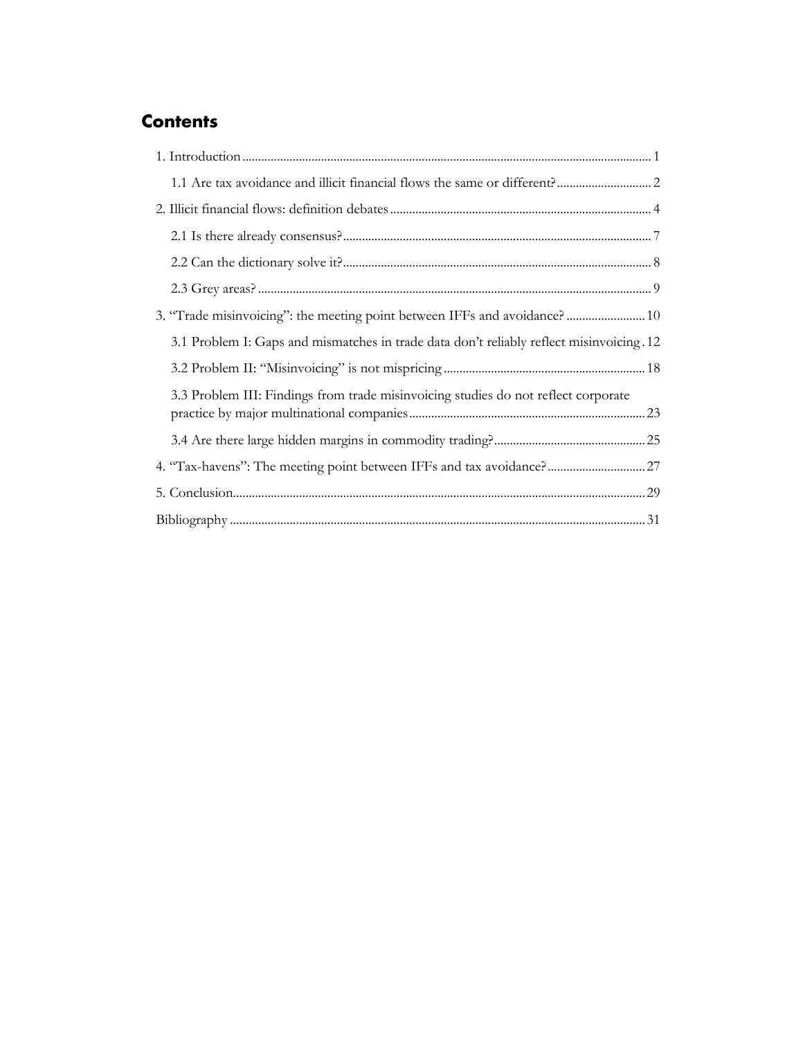## Contents

1. Introduction ... 1
   - 1.1 Are tax avoidance and illicit financial flows the same or different? ... 2
2. Illicit financial flows: definition debates ... 4
   - 2.1 Is there already consensus? ... 7
   - 2.2 Can the dictionary solve it? ... 8
   - 2.3 Grey areas? ... 9
3. "Trade misinvoicing": the meeting point between IFFs and avoidance? ... 10
   - 3.1 Problem I: Gaps and mismatches in trade data don't reliably reflect misinvoicing ... 12
   - 3.2 Problem II: "Misinvoicing" is not mispricing ... 18
   - 3.3 Problem III: Findings from trade misinvoicing studies do not reflect corporate practice by major multinational companies ... 23
   - 3.4 Are there large hidden margins in commodity trading? ... 25
4. "Tax-havens": The meeting point between IFFs and tax avoidance? ... 27
5. Conclusion ... 29

Bibliography ... 31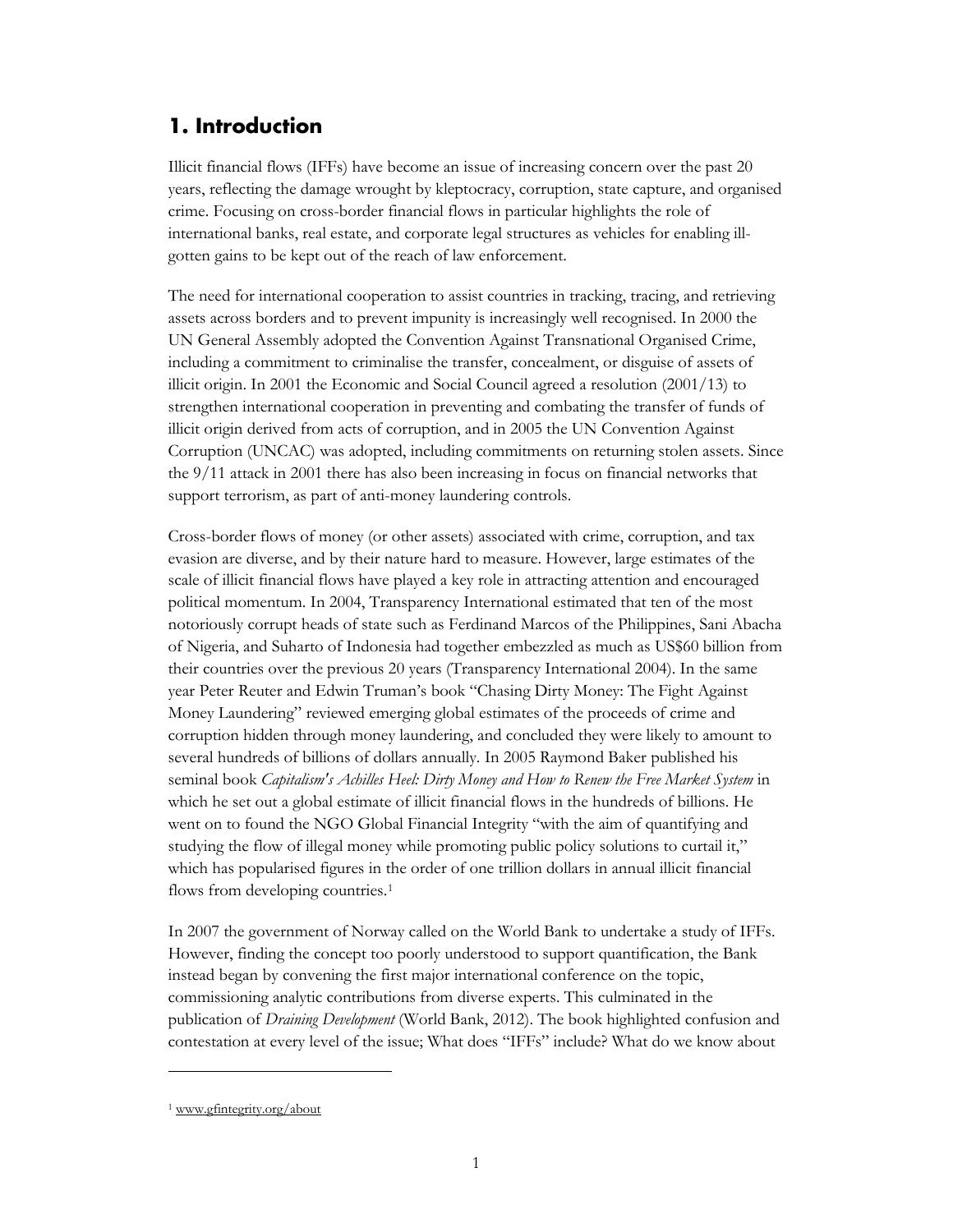## 1. Introduction

Illicit financial flows (IFFs) have become an issue of increasing concern over the past 20 years, reflecting the damage wrought by kleptocracy, corruption, state capture, and organised crime. Focusing on cross-border financial flows in particular highlights the role of international banks, real estate, and corporate legal structures as vehicles for enabling ill-gotten gains to be kept out of the reach of law enforcement.

The need for international cooperation to assist countries in tracking, tracing, and retrieving assets across borders and to prevent impunity is increasingly well recognised. In 2000 the UN General Assembly adopted the Convention Against Transnational Organised Crime, including a commitment to criminalise the transfer, concealment, or disguise of assets of illicit origin. In 2001 the Economic and Social Council agreed a resolution (2001/13) to strengthen international cooperation in preventing and combating the transfer of funds of illicit origin derived from acts of corruption, and in 2005 the UN Convention Against Corruption (UNCAC) was adopted, including commitments on returning stolen assets. Since the 9/11 attack in 2001 there has also been increasing in focus on financial networks that support terrorism, as part of anti-money laundering controls.

Cross-border flows of money (or other assets) associated with crime, corruption, and tax evasion are diverse, and by their nature hard to measure. However, large estimates of the scale of illicit financial flows have played a key role in attracting attention and encouraged political momentum. In 2004, Transparency International estimated that ten of the most notoriously corrupt heads of state such as Ferdinand Marcos of the Philippines, Sani Abacha of Nigeria, and Suharto of Indonesia had together embezzled as much as US$60 billion from their countries over the previous 20 years (Transparency International 2004). In the same year Peter Reuter and Edwin Truman's book "Chasing Dirty Money: The Fight Against Money Laundering" reviewed emerging global estimates of the proceeds of crime and corruption hidden through money laundering, and concluded they were likely to amount to several hundreds of billions of dollars annually. In 2005 Raymond Baker published his seminal book *Capitalism's Achilles Heel: Dirty Money and How to Renew the Free Market System* in which he set out a global estimate of illicit financial flows in the hundreds of billions. He went on to found the NGO Global Financial Integrity "with the aim of quantifying and studying the flow of illegal money while promoting public policy solutions to curtail it," which has popularised figures in the order of one trillion dollars in annual illicit financial flows from developing countries.[1]

In 2007 the government of Norway called on the World Bank to undertake a study of IFFs. However, finding the concept too poorly understood to support quantification, the Bank instead began by convening the first major international conference on the topic, commissioning analytic contributions from diverse experts. This culminated in the publication of *Draining Development* (World Bank, 2012). The book highlighted confusion and contestation at every level of the issue; What does "IFFs" include? What do we know about

[1] www.gfintegrity.org/about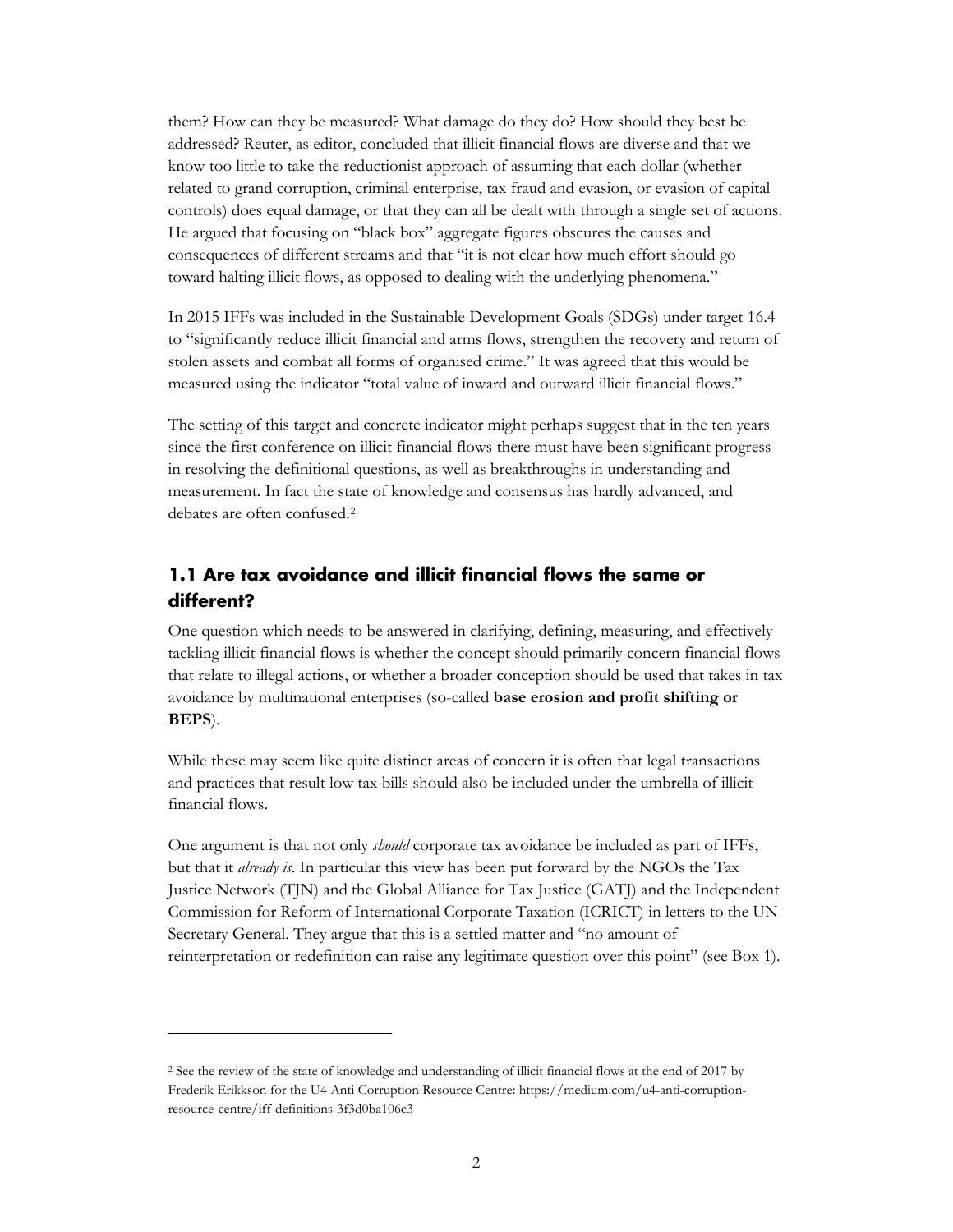them? How can they be measured? What damage do they do? How should they best be addressed? Reuter, as editor, concluded that illicit financial flows are diverse and that we know too little to take the reductionist approach of assuming that each dollar (whether related to grand corruption, criminal enterprise, tax fraud and evasion, or evasion of capital controls) does equal damage, or that they can all be dealt with through a single set of actions. He argued that focusing on "black box" aggregate figures obscures the causes and consequences of different streams and that "it is not clear how much effort should go toward halting illicit flows, as opposed to dealing with the underlying phenomena."

In 2015 IFFs was included in the Sustainable Development Goals (SDGs) under target 16.4 to "significantly reduce illicit financial and arms flows, strengthen the recovery and return of stolen assets and combat all forms of organised crime." It was agreed that this would be measured using the indicator "total value of inward and outward illicit financial flows."

The setting of this target and concrete indicator might perhaps suggest that in the ten years since the first conference on illicit financial flows there must have been significant progress in resolving the definitional questions, as well as breakthroughs in understanding and measurement. In fact the state of knowledge and consensus has hardly advanced, and debates are often confused.[2]

## 1.1 Are tax avoidance and illicit financial flows the same or different?

One question which needs to be answered in clarifying, defining, measuring, and effectively tackling illicit financial flows is whether the concept should primarily concern financial flows that relate to illegal actions, or whether a broader conception should be used that takes in tax avoidance by multinational enterprises (so-called **base erosion and profit shifting or BEPS**).

While these may seem like quite distinct areas of concern it is often that legal transactions and practices that result low tax bills should also be included under the umbrella of illicit financial flows.

One argument is that not only *should* corporate tax avoidance be included as part of IFFs, but that it *already is*. In particular this view has been put forward by the NGOs the Tax Justice Network (TJN) and the Global Alliance for Tax Justice (GATJ) and the Independent Commission for Reform of International Corporate Taxation (ICRICT) in letters to the UN Secretary General. They argue that this is a settled matter and "no amount of reinterpretation or redefinition can raise any legitimate question over this point" (see Box 1).

---

[2] See the review of the state of knowledge and understanding of illicit financial flows at the end of 2017 by Frederik Erikkson for the U4 Anti Corruption Resource Centre: https://medium.com/u4-anti-corruption-resource-centre/iff-definitions-3f3d0ba106c3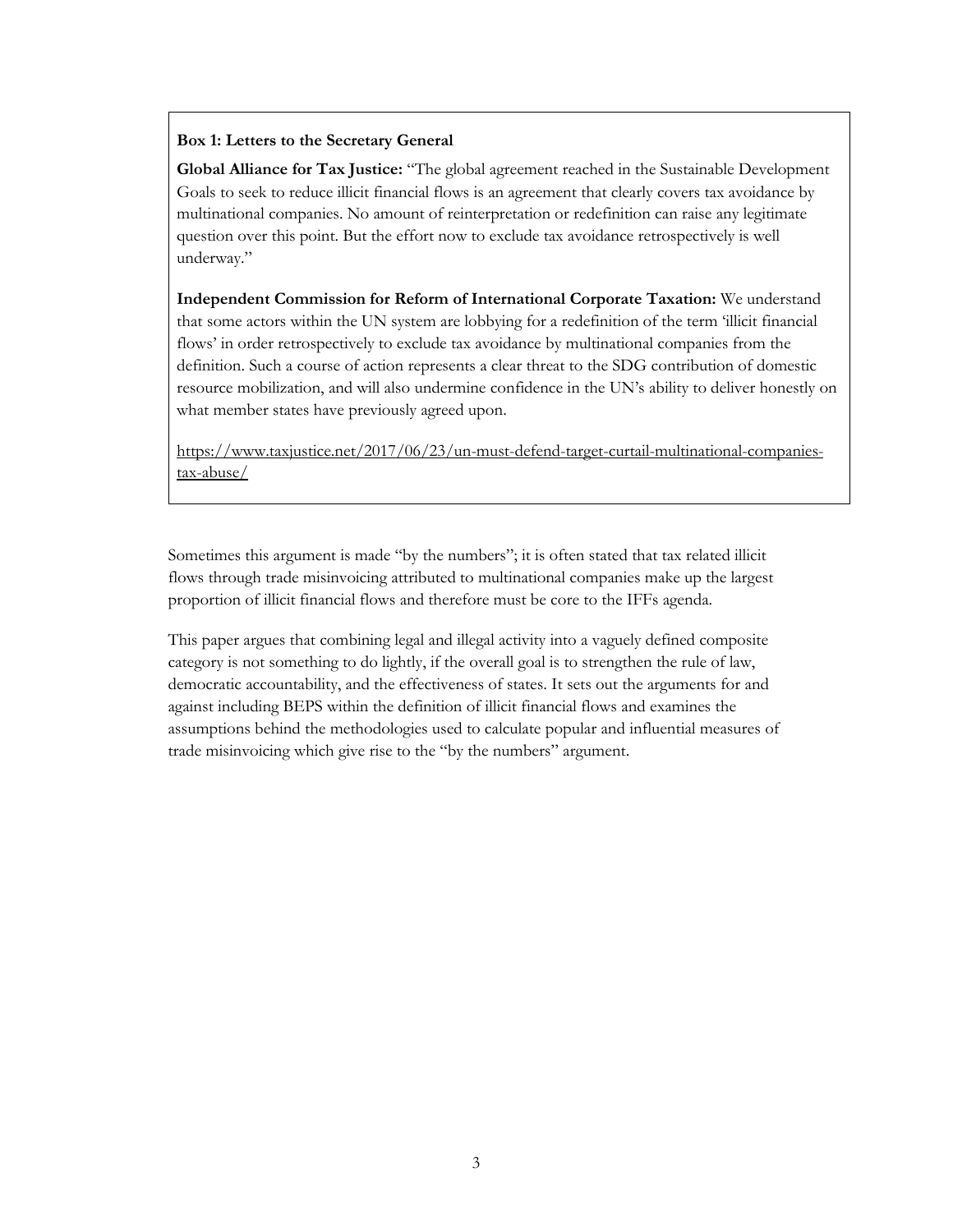**Box 1: Letters to the Secretary General**

**Global Alliance for Tax Justice:** "The global agreement reached in the Sustainable Development Goals to seek to reduce illicit financial flows is an agreement that clearly covers tax avoidance by multinational companies. No amount of reinterpretation or redefinition can raise any legitimate question over this point. But the effort now to exclude tax avoidance retrospectively is well underway."

**Independent Commission for Reform of International Corporate Taxation:** We understand that some actors within the UN system are lobbying for a redefinition of the term 'illicit financial flows' in order retrospectively to exclude tax avoidance by multinational companies from the definition. Such a course of action represents a clear threat to the SDG contribution of domestic resource mobilization, and will also undermine confidence in the UN's ability to deliver honestly on what member states have previously agreed upon.

https://www.taxjustice.net/2017/06/23/un-must-defend-target-curtail-multinational-companies-tax-abuse/

Sometimes this argument is made "by the numbers"; it is often stated that tax related illicit flows through trade misinvoicing attributed to multinational companies make up the largest proportion of illicit financial flows and therefore must be core to the IFFs agenda.

This paper argues that combining legal and illegal activity into a vaguely defined composite category is not something to do lightly, if the overall goal is to strengthen the rule of law, democratic accountability, and the effectiveness of states. It sets out the arguments for and against including BEPS within the definition of illicit financial flows and examines the assumptions behind the methodologies used to calculate popular and influential measures of trade misinvoicing which give rise to the "by the numbers" argument.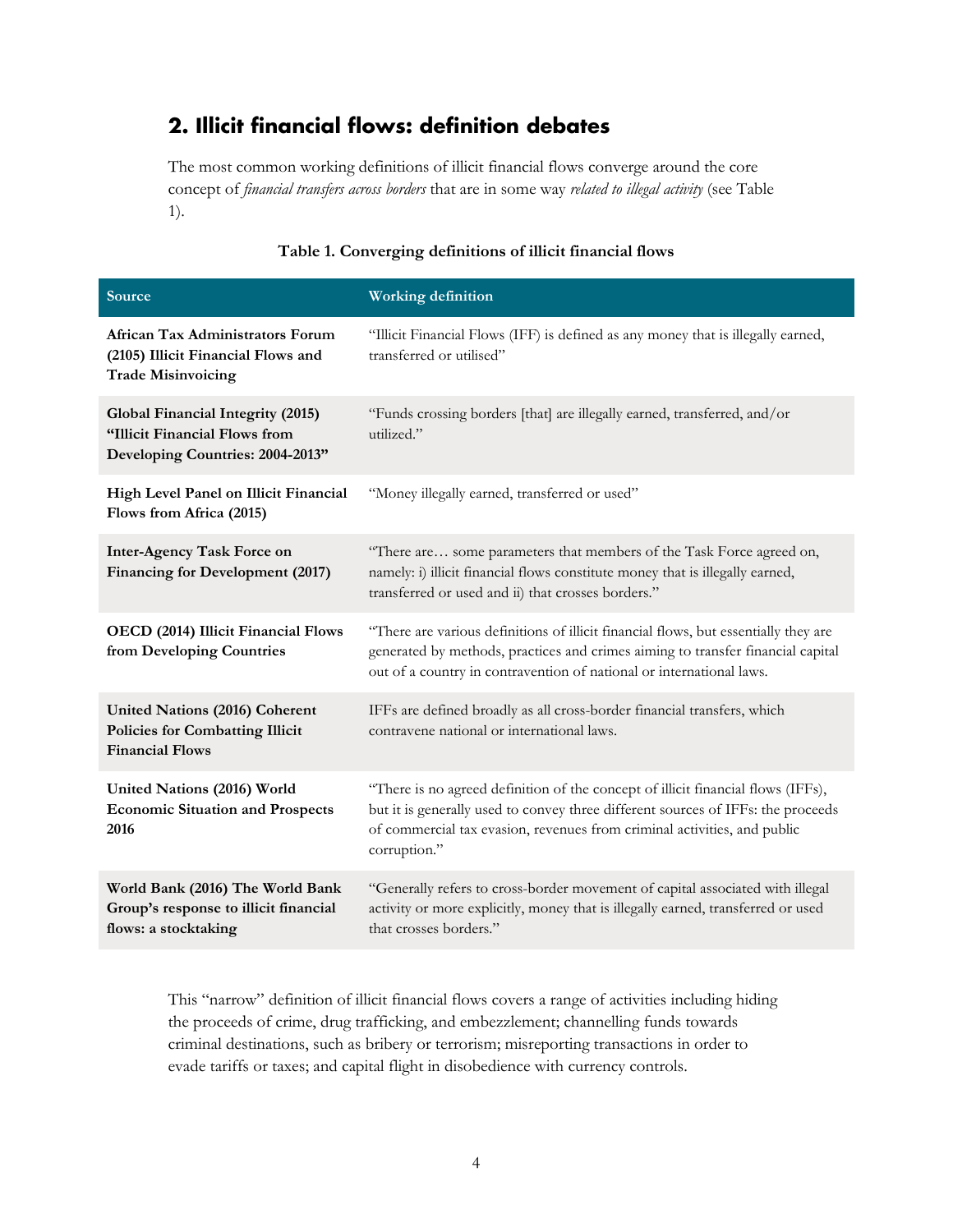## 2. Illicit financial flows: definition debates

The most common working definitions of illicit financial flows converge around the core concept of *financial transfers across borders* that are in some way *related to illegal activity* (see Table 1).

**Table 1. Converging definitions of illicit financial flows**

| Source | Working definition |
|---|---|
| **African Tax Administrators Forum (2105) Illicit Financial Flows and Trade Misinvoicing** | "Illicit Financial Flows (IFF) is defined as any money that is illegally earned, transferred or utilised" |
| **Global Financial Integrity (2015) "Illicit Financial Flows from Developing Countries: 2004-2013"** | "Funds crossing borders [that] are illegally earned, transferred, and/or utilized." |
| **High Level Panel on Illicit Financial Flows from Africa (2015)** | "Money illegally earned, transferred or used" |
| **Inter-Agency Task Force on Financing for Development (2017)** | "There are… some parameters that members of the Task Force agreed on, namely: i) illicit financial flows constitute money that is illegally earned, transferred or used and ii) that crosses borders." |
| **OECD (2014) Illicit Financial Flows from Developing Countries** | "There are various definitions of illicit financial flows, but essentially they are generated by methods, practices and crimes aiming to transfer financial capital out of a country in contravention of national or international laws. |
| **United Nations (2016) Coherent Policies for Combatting Illicit Financial Flows** | IFFs are defined broadly as all cross-border financial transfers, which contravene national or international laws. |
| **United Nations (2016) World Economic Situation and Prospects 2016** | "There is no agreed definition of the concept of illicit financial flows (IFFs), but it is generally used to convey three different sources of IFFs: the proceeds of commercial tax evasion, revenues from criminal activities, and public corruption." |
| **World Bank (2016) The World Bank Group's response to illicit financial flows: a stocktaking** | "Generally refers to cross-border movement of capital associated with illegal activity or more explicitly, money that is illegally earned, transferred or used that crosses borders." |

This "narrow" definition of illicit financial flows covers a range of activities including hiding the proceeds of crime, drug trafficking, and embezzlement; channelling funds towards criminal destinations, such as bribery or terrorism; misreporting transactions in order to evade tariffs or taxes; and capital flight in disobedience with currency controls.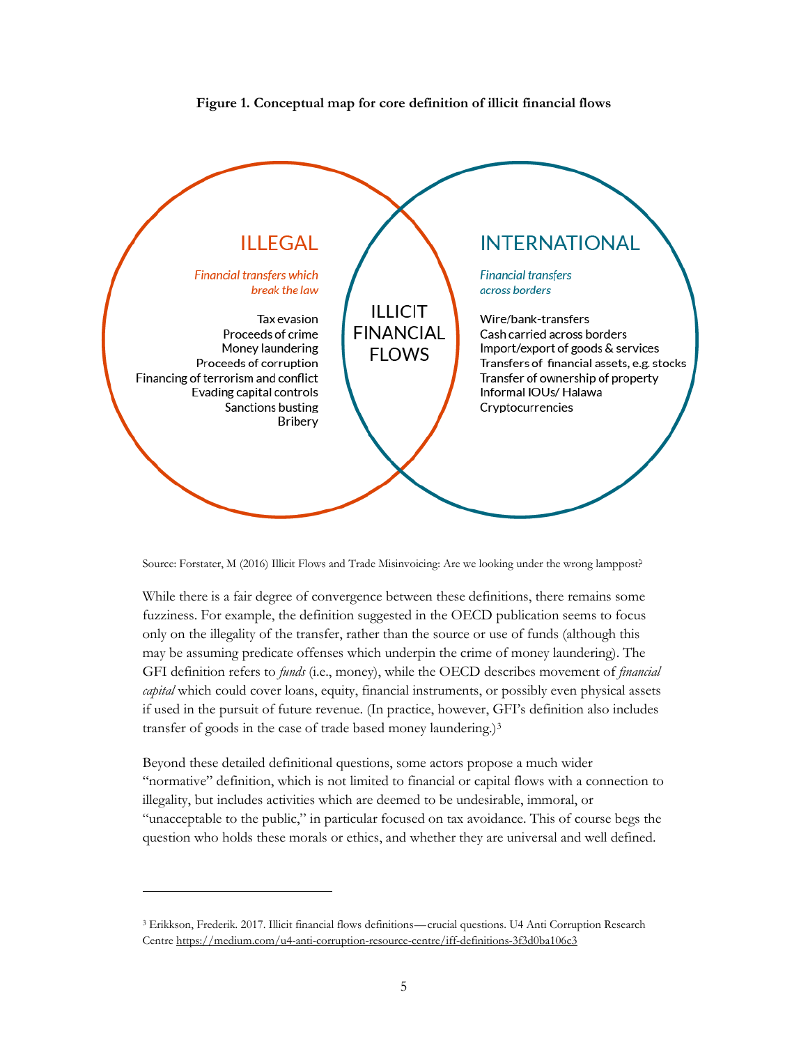**Figure 1. Conceptual map for core definition of illicit financial flows**

ILLEGAL

*Financial transfers which break the law*

Tax evasion
Proceeds of crime
Money laundering
Proceeds of corruption
Financing of terrorism and conflict
Evading capital controls
Sanctions busting
Bribery

ILLICIT FINANCIAL FLOWS

INTERNATIONAL

*Financial transfers across borders*

Wire/bank-transfers
Cash carried across borders
Import/export of goods & services
Transfers of financial assets, e.g. stocks
Transfer of ownership of property
Informal IOUs/ Halawa
Cryptocurrencies

Source: Forstater, M (2016) Illicit Flows and Trade Misinvoicing: Are we looking under the wrong lamppost?

While there is a fair degree of convergence between these definitions, there remains some fuzziness. For example, the definition suggested in the OECD publication seems to focus only on the illegality of the transfer, rather than the source or use of funds (although this may be assuming predicate offenses which underpin the crime of money laundering). The GFI definition refers to *funds* (i.e., money), while the OECD describes movement of *financial capital* which could cover loans, equity, financial instruments, or possibly even physical assets if used in the pursuit of future revenue. (In practice, however, GFI's definition also includes transfer of goods in the case of trade based money laundering.)[3]

Beyond these detailed definitional questions, some actors propose a much wider "normative" definition, which is not limited to financial or capital flows with a connection to illegality, but includes activities which are deemed to be undesirable, immoral, or "unacceptable to the public," in particular focused on tax avoidance. This of course begs the question who holds these morals or ethics, and whether they are universal and well defined.

---

[3] Erikkson, Frederik. 2017. Illicit financial flows definitions—crucial questions. U4 Anti Corruption Research Centre https://medium.com/u4-anti-corruption-resource-centre/iff-definitions-3f3d0ba106c3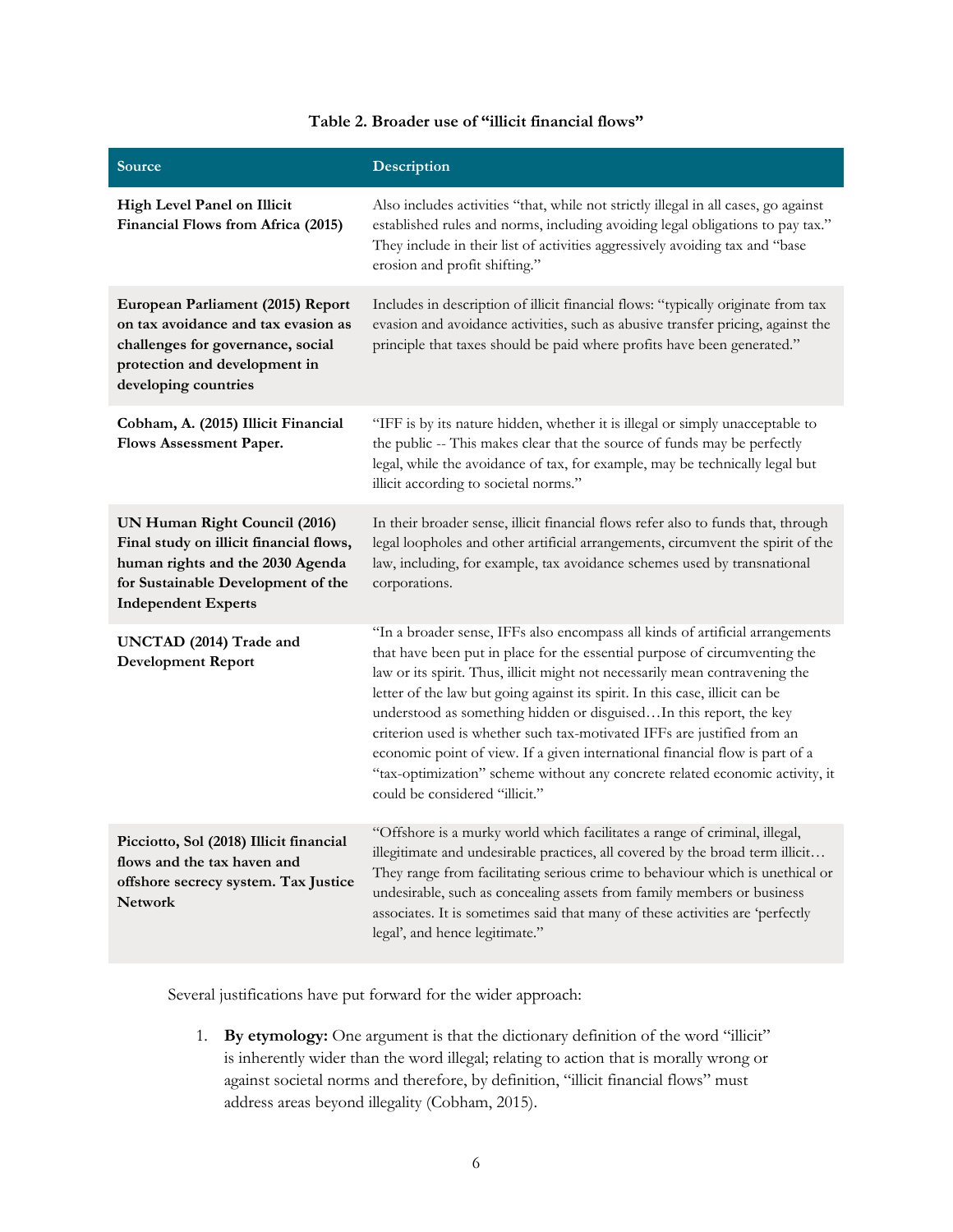**Table 2. Broader use of "illicit financial flows"**

| Source | Description |
| --- | --- |
| **High Level Panel on Illicit Financial Flows from Africa (2015)** | Also includes activities "that, while not strictly illegal in all cases, go against established rules and norms, including avoiding legal obligations to pay tax." They include in their list of activities aggressively avoiding tax and "base erosion and profit shifting." |
| **European Parliament (2015) Report on tax avoidance and tax evasion as challenges for governance, social protection and development in developing countries** | Includes in description of illicit financial flows: "typically originate from tax evasion and avoidance activities, such as abusive transfer pricing, against the principle that taxes should be paid where profits have been generated." |
| **Cobham, A. (2015) Illicit Financial Flows Assessment Paper.** | "IFF is by its nature hidden, whether it is illegal or simply unacceptable to the public -- This makes clear that the source of funds may be perfectly legal, while the avoidance of tax, for example, may be technically legal but illicit according to societal norms." |
| **UN Human Right Council (2016) Final study on illicit financial flows, human rights and the 2030 Agenda for Sustainable Development of the Independent Experts** | In their broader sense, illicit financial flows refer also to funds that, through legal loopholes and other artificial arrangements, circumvent the spirit of the law, including, for example, tax avoidance schemes used by transnational corporations. |
| **UNCTAD (2014) Trade and Development Report** | "In a broader sense, IFFs also encompass all kinds of artificial arrangements that have been put in place for the essential purpose of circumventing the law or its spirit. Thus, illicit might not necessarily mean contravening the letter of the law but going against its spirit. In this case, illicit can be understood as something hidden or disguised…In this report, the key criterion used is whether such tax-motivated IFFs are justified from an economic point of view. If a given international financial flow is part of a "tax-optimization" scheme without any concrete related economic activity, it could be considered "illicit." |
| **Picciotto, Sol (2018) Illicit financial flows and the tax haven and offshore secrecy system. Tax Justice Network** | "Offshore is a murky world which facilitates a range of criminal, illegal, illegitimate and undesirable practices, all covered by the broad term illicit… They range from facilitating serious crime to behaviour which is unethical or undesirable, such as concealing assets from family members or business associates. It is sometimes said that many of these activities are 'perfectly legal', and hence legitimate." |

Several justifications have put forward for the wider approach:

1. **By etymology:** One argument is that the dictionary definition of the word "illicit" is inherently wider than the word illegal; relating to action that is morally wrong or against societal norms and therefore, by definition, "illicit financial flows" must address areas beyond illegality (Cobham, 2015).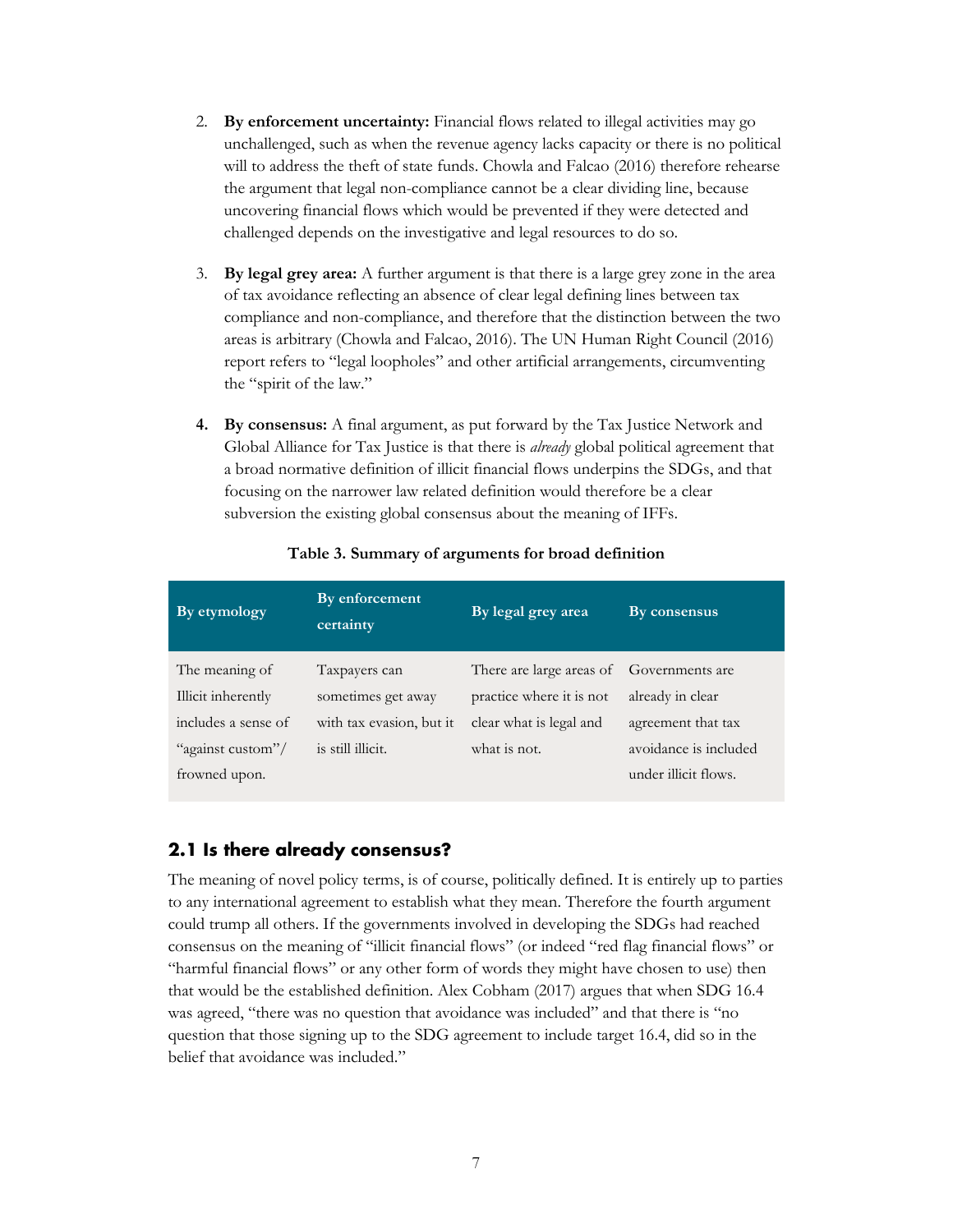2. **By enforcement uncertainty:** Financial flows related to illegal activities may go unchallenged, such as when the revenue agency lacks capacity or there is no political will to address the theft of state funds. Chowla and Falcao (2016) therefore rehearse the argument that legal non-compliance cannot be a clear dividing line, because uncovering financial flows which would be prevented if they were detected and challenged depends on the investigative and legal resources to do so.

3. **By legal grey area:** A further argument is that there is a large grey zone in the area of tax avoidance reflecting an absence of clear legal defining lines between tax compliance and non-compliance, and therefore that the distinction between the two areas is arbitrary (Chowla and Falcao, 2016). The UN Human Right Council (2016) report refers to "legal loopholes" and other artificial arrangements, circumventing the "spirit of the law."

4. **By consensus:** A final argument, as put forward by the Tax Justice Network and Global Alliance for Tax Justice is that there is *already* global political agreement that a broad normative definition of illicit financial flows underpins the SDGs, and that focusing on the narrower law related definition would therefore be a clear subversion the existing global consensus about the meaning of IFFs.

**Table 3. Summary of arguments for broad definition**

| By etymology | By enforcement certainty | By legal grey area | By consensus |
|---|---|---|---|
| The meaning of Illicit inherently includes a sense of "against custom"/ frowned upon. | Taxpayers can sometimes get away with tax evasion, but it is still illicit. | There are large areas of practice where it is not clear what is legal and what is not. | Governments are already in clear agreement that tax avoidance is included under illicit flows. |

## 2.1 Is there already consensus?

The meaning of novel policy terms, is of course, politically defined. It is entirely up to parties to any international agreement to establish what they mean. Therefore the fourth argument could trump all others. If the governments involved in developing the SDGs had reached consensus on the meaning of "illicit financial flows" (or indeed "red flag financial flows" or "harmful financial flows" or any other form of words they might have chosen to use) then that would be the established definition. Alex Cobham (2017) argues that when SDG 16.4 was agreed, "there was no question that avoidance was included" and that there is "no question that those signing up to the SDG agreement to include target 16.4, did so in the belief that avoidance was included."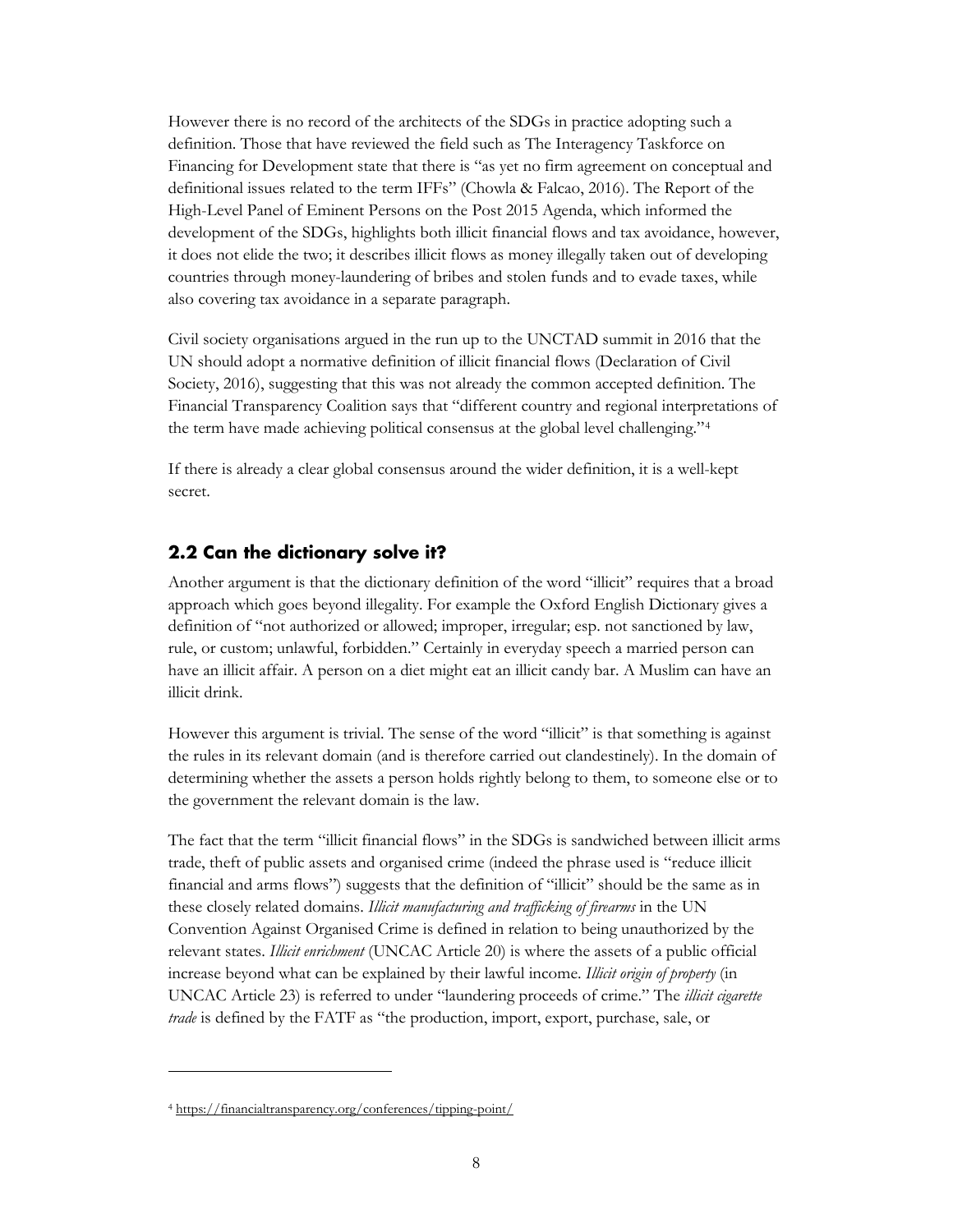However there is no record of the architects of the SDGs in practice adopting such a definition. Those that have reviewed the field such as The Interagency Taskforce on Financing for Development state that there is "as yet no firm agreement on conceptual and definitional issues related to the term IFFs" (Chowla & Falcao, 2016). The Report of the High-Level Panel of Eminent Persons on the Post 2015 Agenda, which informed the development of the SDGs, highlights both illicit financial flows and tax avoidance, however, it does not elide the two; it describes illicit flows as money illegally taken out of developing countries through money-laundering of bribes and stolen funds and to evade taxes, while also covering tax avoidance in a separate paragraph.

Civil society organisations argued in the run up to the UNCTAD summit in 2016 that the UN should adopt a normative definition of illicit financial flows (Declaration of Civil Society, 2016), suggesting that this was not already the common accepted definition. The Financial Transparency Coalition says that "different country and regional interpretations of the term have made achieving political consensus at the global level challenging."[4]

If there is already a clear global consensus around the wider definition, it is a well-kept secret.

## 2.2 Can the dictionary solve it?

Another argument is that the dictionary definition of the word "illicit" requires that a broad approach which goes beyond illegality. For example the Oxford English Dictionary gives a definition of "not authorized or allowed; improper, irregular; esp. not sanctioned by law, rule, or custom; unlawful, forbidden." Certainly in everyday speech a married person can have an illicit affair. A person on a diet might eat an illicit candy bar. A Muslim can have an illicit drink.

However this argument is trivial. The sense of the word "illicit" is that something is against the rules in its relevant domain (and is therefore carried out clandestinely). In the domain of determining whether the assets a person holds rightly belong to them, to someone else or to the government the relevant domain is the law.

The fact that the term "illicit financial flows" in the SDGs is sandwiched between illicit arms trade, theft of public assets and organised crime (indeed the phrase used is "reduce illicit financial and arms flows") suggests that the definition of "illicit" should be the same as in these closely related domains. *Illicit manufacturing and trafficking of firearms* in the UN Convention Against Organised Crime is defined in relation to being unauthorized by the relevant states. *Illicit enrichment* (UNCAC Article 20) is where the assets of a public official increase beyond what can be explained by their lawful income. *Illicit origin of property* (in UNCAC Article 23) is referred to under "laundering proceeds of crime." The *illicit cigarette trade* is defined by the FATF as "the production, import, export, purchase, sale, or

---

[4] https://financialtransparency.org/conferences/tipping-point/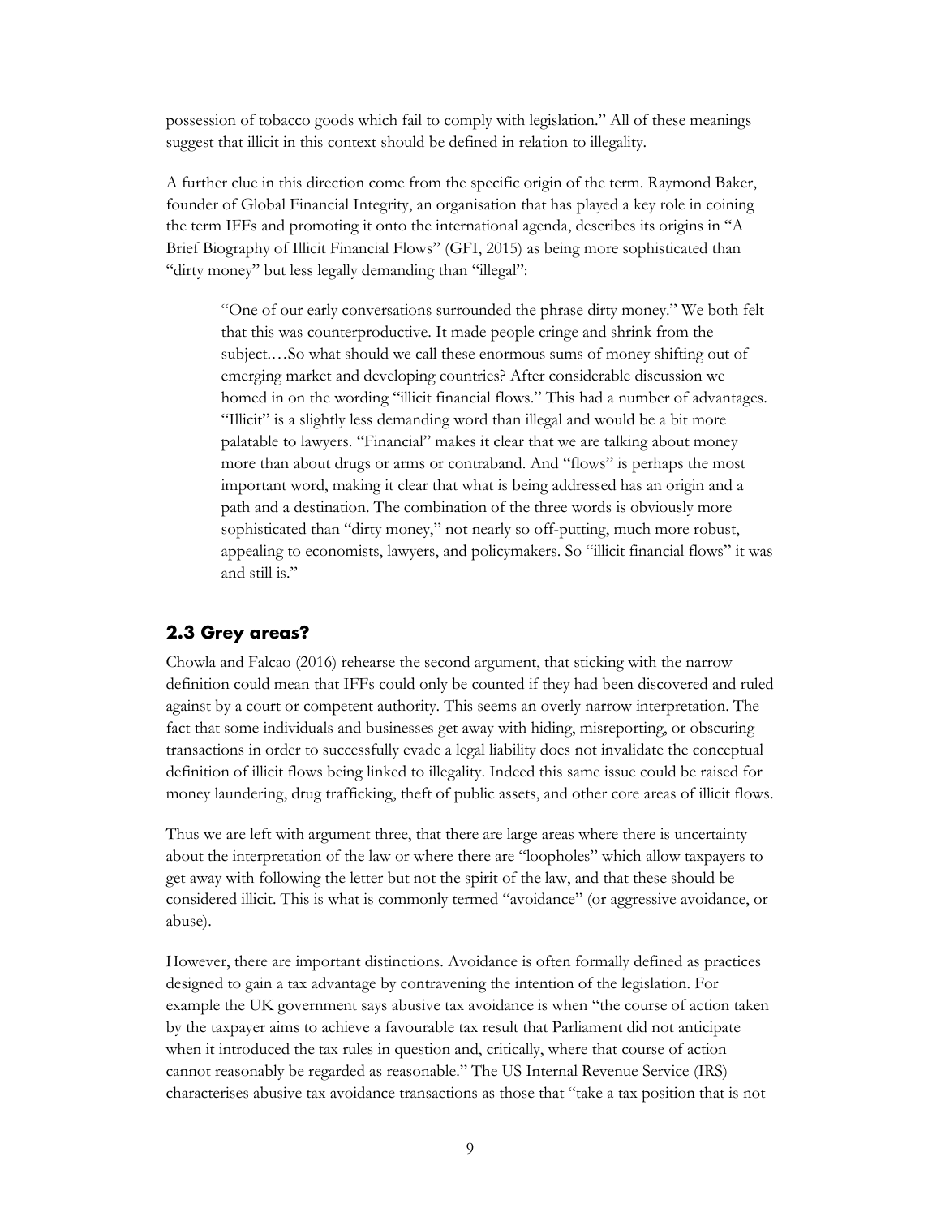possession of tobacco goods which fail to comply with legislation." All of these meanings suggest that illicit in this context should be defined in relation to illegality.

A further clue in this direction come from the specific origin of the term. Raymond Baker, founder of Global Financial Integrity, an organisation that has played a key role in coining the term IFFs and promoting it onto the international agenda, describes its origins in "A Brief Biography of Illicit Financial Flows" (GFI, 2015) as being more sophisticated than "dirty money" but less legally demanding than "illegal":

> "One of our early conversations surrounded the phrase dirty money." We both felt that this was counterproductive. It made people cringe and shrink from the subject.…So what should we call these enormous sums of money shifting out of emerging market and developing countries? After considerable discussion we homed in on the wording "illicit financial flows." This had a number of advantages. "Illicit" is a slightly less demanding word than illegal and would be a bit more palatable to lawyers. "Financial" makes it clear that we are talking about money more than about drugs or arms or contraband. And "flows" is perhaps the most important word, making it clear that what is being addressed has an origin and a path and a destination. The combination of the three words is obviously more sophisticated than "dirty money," not nearly so off-putting, much more robust, appealing to economists, lawyers, and policymakers. So "illicit financial flows" it was and still is."

## 2.3 Grey areas?

Chowla and Falcao (2016) rehearse the second argument, that sticking with the narrow definition could mean that IFFs could only be counted if they had been discovered and ruled against by a court or competent authority. This seems an overly narrow interpretation. The fact that some individuals and businesses get away with hiding, misreporting, or obscuring transactions in order to successfully evade a legal liability does not invalidate the conceptual definition of illicit flows being linked to illegality. Indeed this same issue could be raised for money laundering, drug trafficking, theft of public assets, and other core areas of illicit flows.

Thus we are left with argument three, that there are large areas where there is uncertainty about the interpretation of the law or where there are "loopholes" which allow taxpayers to get away with following the letter but not the spirit of the law, and that these should be considered illicit. This is what is commonly termed "avoidance" (or aggressive avoidance, or abuse).

However, there are important distinctions. Avoidance is often formally defined as practices designed to gain a tax advantage by contravening the intention of the legislation. For example the UK government says abusive tax avoidance is when "the course of action taken by the taxpayer aims to achieve a favourable tax result that Parliament did not anticipate when it introduced the tax rules in question and, critically, where that course of action cannot reasonably be regarded as reasonable." The US Internal Revenue Service (IRS) characterises abusive tax avoidance transactions as those that "take a tax position that is not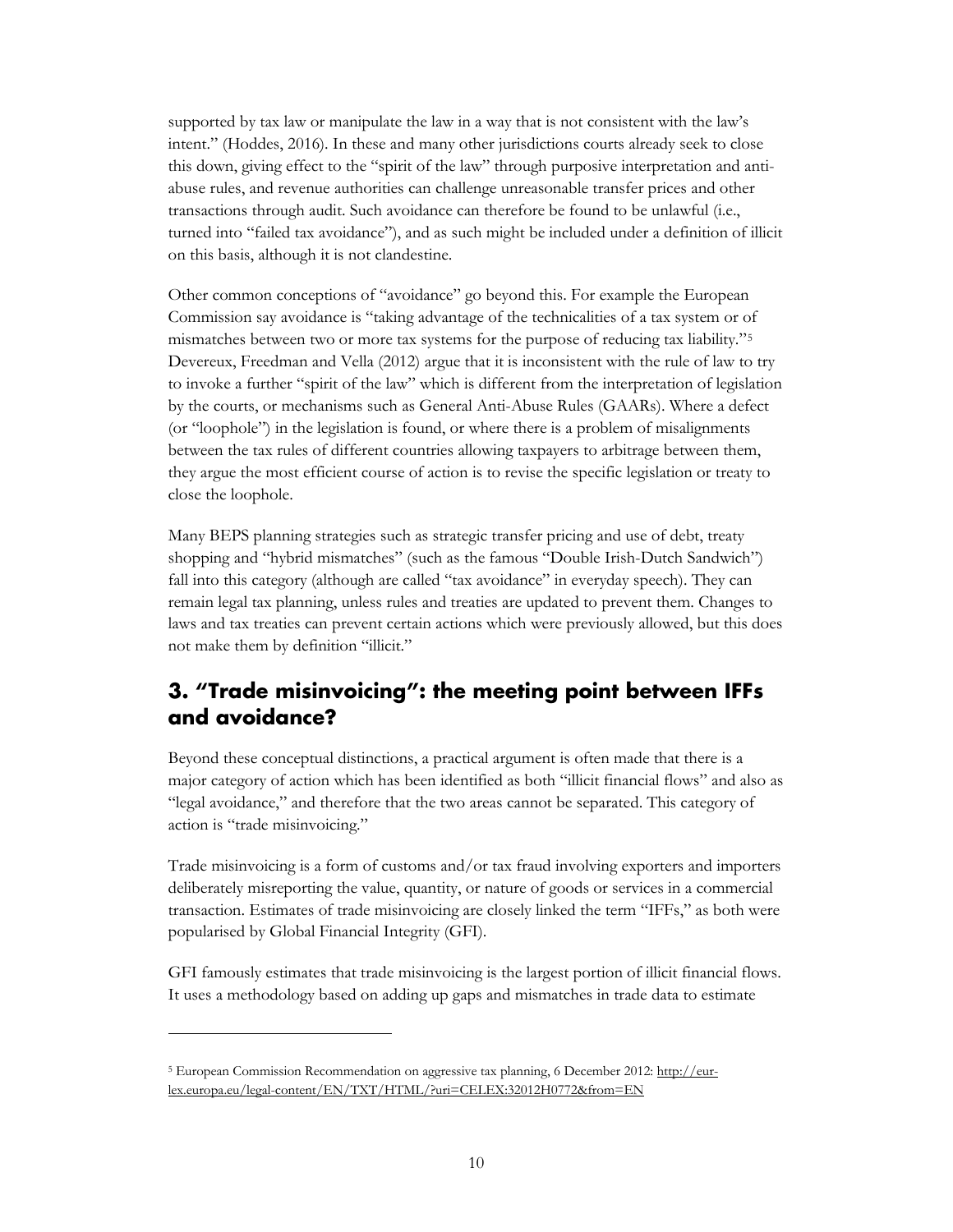supported by tax law or manipulate the law in a way that is not consistent with the law's intent." (Hoddes, 2016). In these and many other jurisdictions courts already seek to close this down, giving effect to the "spirit of the law" through purposive interpretation and anti-abuse rules, and revenue authorities can challenge unreasonable transfer prices and other transactions through audit. Such avoidance can therefore be found to be unlawful (i.e., turned into "failed tax avoidance"), and as such might be included under a definition of illicit on this basis, although it is not clandestine.

Other common conceptions of "avoidance" go beyond this. For example the European Commission say avoidance is "taking advantage of the technicalities of a tax system or of mismatches between two or more tax systems for the purpose of reducing tax liability."[5] Devereux, Freedman and Vella (2012) argue that it is inconsistent with the rule of law to try to invoke a further "spirit of the law" which is different from the interpretation of legislation by the courts, or mechanisms such as General Anti-Abuse Rules (GAARs). Where a defect (or "loophole") in the legislation is found, or where there is a problem of misalignments between the tax rules of different countries allowing taxpayers to arbitrage between them, they argue the most efficient course of action is to revise the specific legislation or treaty to close the loophole.

Many BEPS planning strategies such as strategic transfer pricing and use of debt, treaty shopping and "hybrid mismatches" (such as the famous "Double Irish-Dutch Sandwich") fall into this category (although are called "tax avoidance" in everyday speech). They can remain legal tax planning, unless rules and treaties are updated to prevent them. Changes to laws and tax treaties can prevent certain actions which were previously allowed, but this does not make them by definition "illicit."

## 3. "Trade misinvoicing": the meeting point between IFFs and avoidance?

Beyond these conceptual distinctions, a practical argument is often made that there is a major category of action which has been identified as both "illicit financial flows" and also as "legal avoidance," and therefore that the two areas cannot be separated. This category of action is "trade misinvoicing."

Trade misinvoicing is a form of customs and/or tax fraud involving exporters and importers deliberately misreporting the value, quantity, or nature of goods or services in a commercial transaction. Estimates of trade misinvoicing are closely linked the term "IFFs," as both were popularised by Global Financial Integrity (GFI).

GFI famously estimates that trade misinvoicing is the largest portion of illicit financial flows. It uses a methodology based on adding up gaps and mismatches in trade data to estimate

[5] European Commission Recommendation on aggressive tax planning, 6 December 2012: http://eur-lex.europa.eu/legal-content/EN/TXT/HTML/?uri=CELEX:32012H0772&from=EN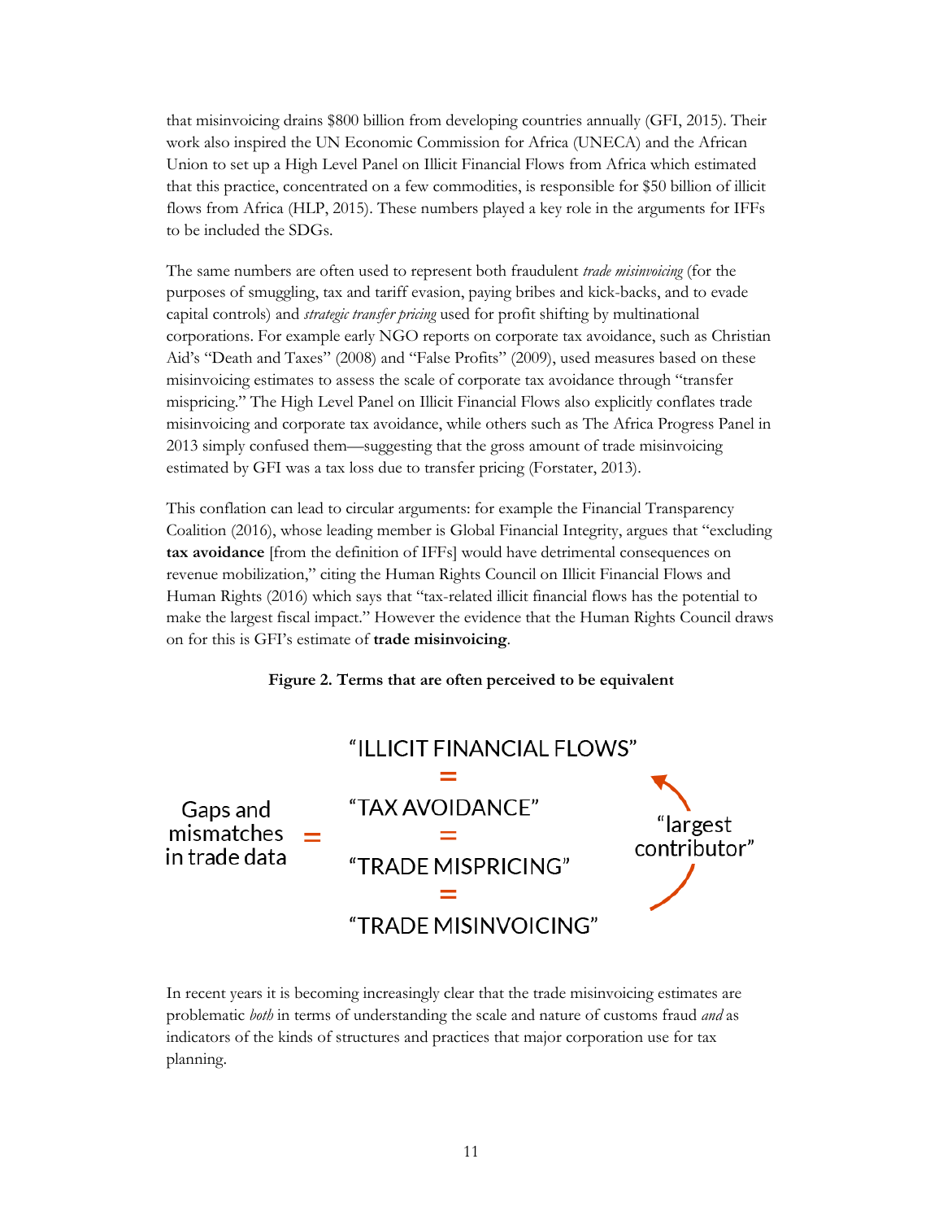that misinvoicing drains $800 billion from developing countries annually (GFI, 2015). Their work also inspired the UN Economic Commission for Africa (UNECA) and the African Union to set up a High Level Panel on Illicit Financial Flows from Africa which estimated that this practice, concentrated on a few commodities, is responsible for $50 billion of illicit flows from Africa (HLP, 2015). These numbers played a key role in the arguments for IFFs to be included the SDGs.

The same numbers are often used to represent both fraudulent *trade misinvoicing* (for the purposes of smuggling, tax and tariff evasion, paying bribes and kick-backs, and to evade capital controls) and *strategic transfer pricing* used for profit shifting by multinational corporations. For example early NGO reports on corporate tax avoidance, such as Christian Aid's "Death and Taxes" (2008) and "False Profits" (2009), used measures based on these misinvoicing estimates to assess the scale of corporate tax avoidance through "transfer mispricing." The High Level Panel on Illicit Financial Flows also explicitly conflates trade misinvoicing and corporate tax avoidance, while others such as The Africa Progress Panel in 2013 simply confused them—suggesting that the gross amount of trade misinvoicing estimated by GFI was a tax loss due to transfer pricing (Forstater, 2013).

This conflation can lead to circular arguments: for example the Financial Transparency Coalition (2016), whose leading member is Global Financial Integrity, argues that "excluding **tax avoidance** [from the definition of IFFs] would have detrimental consequences on revenue mobilization," citing the Human Rights Council on Illicit Financial Flows and Human Rights (2016) which says that "tax-related illicit financial flows has the potential to make the largest fiscal impact." However the evidence that the Human Rights Council draws on for this is GFI's estimate of **trade misinvoicing**.

**Figure 2. Terms that are often perceived to be equivalent**

"ILLICIT FINANCIAL FLOWS"
=
Gaps and mismatches in trade data = "TAX AVOIDANCE"
=
"TRADE MISPRICING"
=
"TRADE MISINVOICING"

"largest contributor"

In recent years it is becoming increasingly clear that the trade misinvoicing estimates are problematic *both* in terms of understanding the scale and nature of customs fraud *and* as indicators of the kinds of structures and practices that major corporation use for tax planning.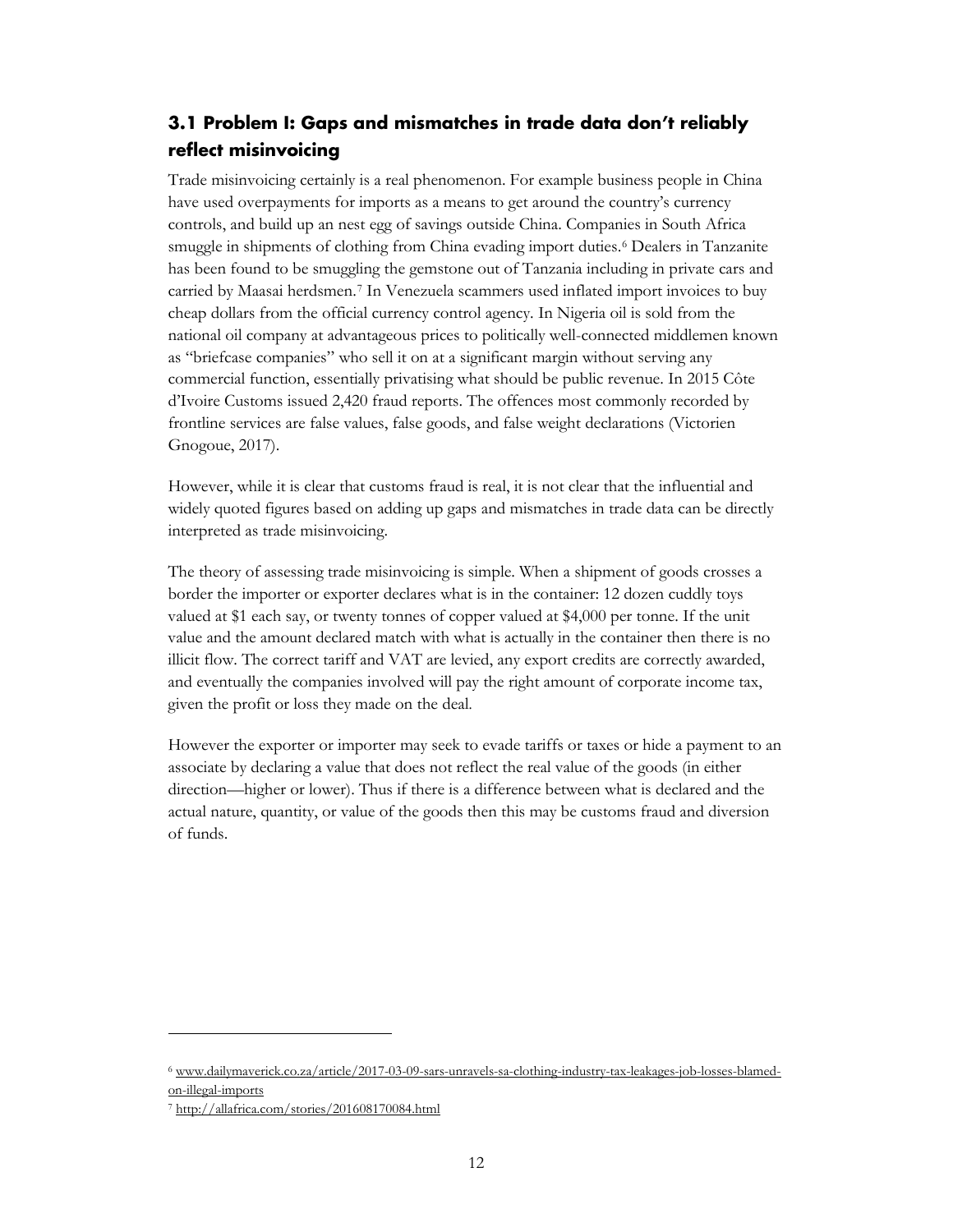### 3.1 Problem I: Gaps and mismatches in trade data don't reliably reflect misinvoicing

Trade misinvoicing certainly is a real phenomenon. For example business people in China have used overpayments for imports as a means to get around the country's currency controls, and build up an nest egg of savings outside China. Companies in South Africa smuggle in shipments of clothing from China evading import duties.[6] Dealers in Tanzanite has been found to be smuggling the gemstone out of Tanzania including in private cars and carried by Maasai herdsmen.[7] In Venezuela scammers used inflated import invoices to buy cheap dollars from the official currency control agency. In Nigeria oil is sold from the national oil company at advantageous prices to politically well-connected middlemen known as "briefcase companies" who sell it on at a significant margin without serving any commercial function, essentially privatising what should be public revenue. In 2015 Côte d'Ivoire Customs issued 2,420 fraud reports. The offences most commonly recorded by frontline services are false values, false goods, and false weight declarations (Victorien Gnogoue, 2017).

However, while it is clear that customs fraud is real, it is not clear that the influential and widely quoted figures based on adding up gaps and mismatches in trade data can be directly interpreted as trade misinvoicing.

The theory of assessing trade misinvoicing is simple. When a shipment of goods crosses a border the importer or exporter declares what is in the container: 12 dozen cuddly toys valued at $1 each say, or twenty tonnes of copper valued at $4,000 per tonne. If the unit value and the amount declared match with what is actually in the container then there is no illicit flow. The correct tariff and VAT are levied, any export credits are correctly awarded, and eventually the companies involved will pay the right amount of corporate income tax, given the profit or loss they made on the deal.

However the exporter or importer may seek to evade tariffs or taxes or hide a payment to an associate by declaring a value that does not reflect the real value of the goods (in either direction—higher or lower). Thus if there is a difference between what is declared and the actual nature, quantity, or value of the goods then this may be customs fraud and diversion of funds.

---

[6] www.dailymaverick.co.za/article/2017-03-09-sars-unravels-sa-clothing-industry-tax-leakages-job-losses-blamed-on-illegal-imports

[7] http://allafrica.com/stories/201608170084.html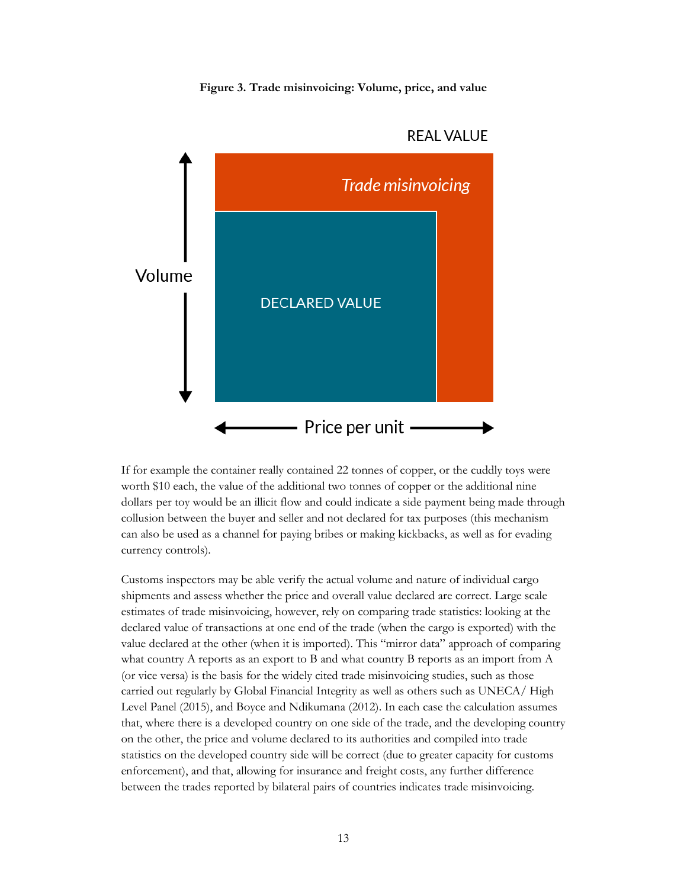**Figure 3. Trade misinvoicing: Volume, price, and value**

REAL VALUE

*Trade misinvoicing*

Volume

DECLARED VALUE

Price per unit

If for example the container really contained 22 tonnes of copper, or the cuddly toys were worth $10 each, the value of the additional two tonnes of copper or the additional nine dollars per toy would be an illicit flow and could indicate a side payment being made through collusion between the buyer and seller and not declared for tax purposes (this mechanism can also be used as a channel for paying bribes or making kickbacks, as well as for evading currency controls).

Customs inspectors may be able verify the actual volume and nature of individual cargo shipments and assess whether the price and overall value declared are correct. Large scale estimates of trade misinvoicing, however, rely on comparing trade statistics: looking at the declared value of transactions at one end of the trade (when the cargo is exported) with the value declared at the other (when it is imported). This "mirror data" approach of comparing what country A reports as an export to B and what country B reports as an import from A (or vice versa) is the basis for the widely cited trade misinvoicing studies, such as those carried out regularly by Global Financial Integrity as well as others such as UNECA/ High Level Panel (2015), and Boyce and Ndikumana (2012). In each case the calculation assumes that, where there is a developed country on one side of the trade, and the developing country on the other, the price and volume declared to its authorities and compiled into trade statistics on the developed country side will be correct (due to greater capacity for customs enforcement), and that, allowing for insurance and freight costs, any further difference between the trades reported by bilateral pairs of countries indicates trade misinvoicing.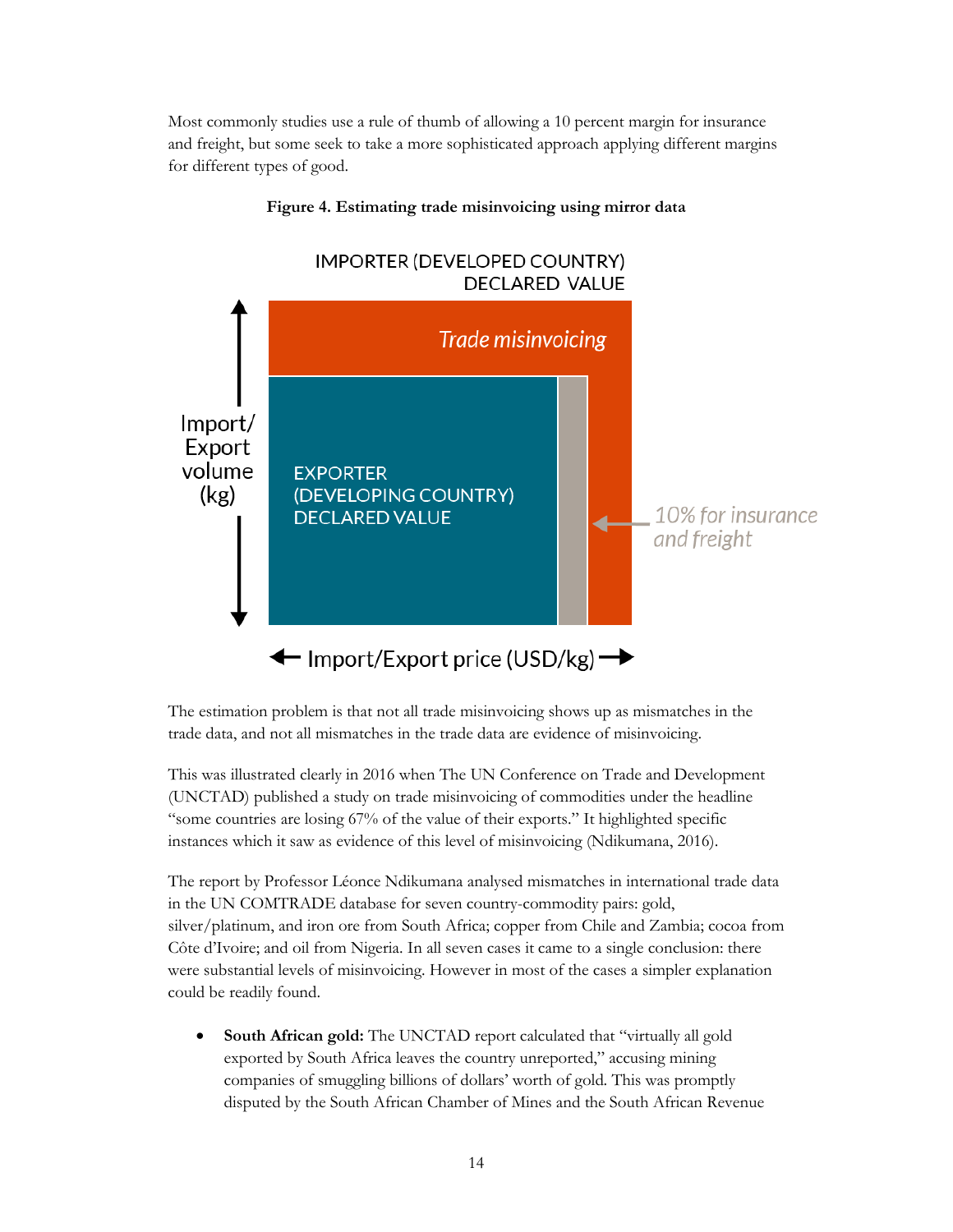Most commonly studies use a rule of thumb of allowing a 10 percent margin for insurance and freight, but some seek to take a more sophisticated approach applying different margins for different types of good.

**Figure 4. Estimating trade misinvoicing using mirror data**

IMPORTER (DEVELOPED COUNTRY) DECLARED VALUE

*Trade misinvoicing*

EXPORTER (DEVELOPING COUNTRY) DECLARED VALUE

*10% for insurance and freight*

Import/ Export volume (kg)

Import/Export price (USD/kg)

The estimation problem is that not all trade misinvoicing shows up as mismatches in the trade data, and not all mismatches in the trade data are evidence of misinvoicing.

This was illustrated clearly in 2016 when The UN Conference on Trade and Development (UNCTAD) published a study on trade misinvoicing of commodities under the headline "some countries are losing 67% of the value of their exports." It highlighted specific instances which it saw as evidence of this level of misinvoicing (Ndikumana, 2016).

The report by Professor Léonce Ndikumana analysed mismatches in international trade data in the UN COMTRADE database for seven country-commodity pairs: gold, silver/platinum, and iron ore from South Africa; copper from Chile and Zambia; cocoa from Côte d'Ivoire; and oil from Nigeria. In all seven cases it came to a single conclusion: there were substantial levels of misinvoicing. However in most of the cases a simpler explanation could be readily found.

- **South African gold:** The UNCTAD report calculated that "virtually all gold exported by South Africa leaves the country unreported," accusing mining companies of smuggling billions of dollars' worth of gold. This was promptly disputed by the South African Chamber of Mines and the South African Revenue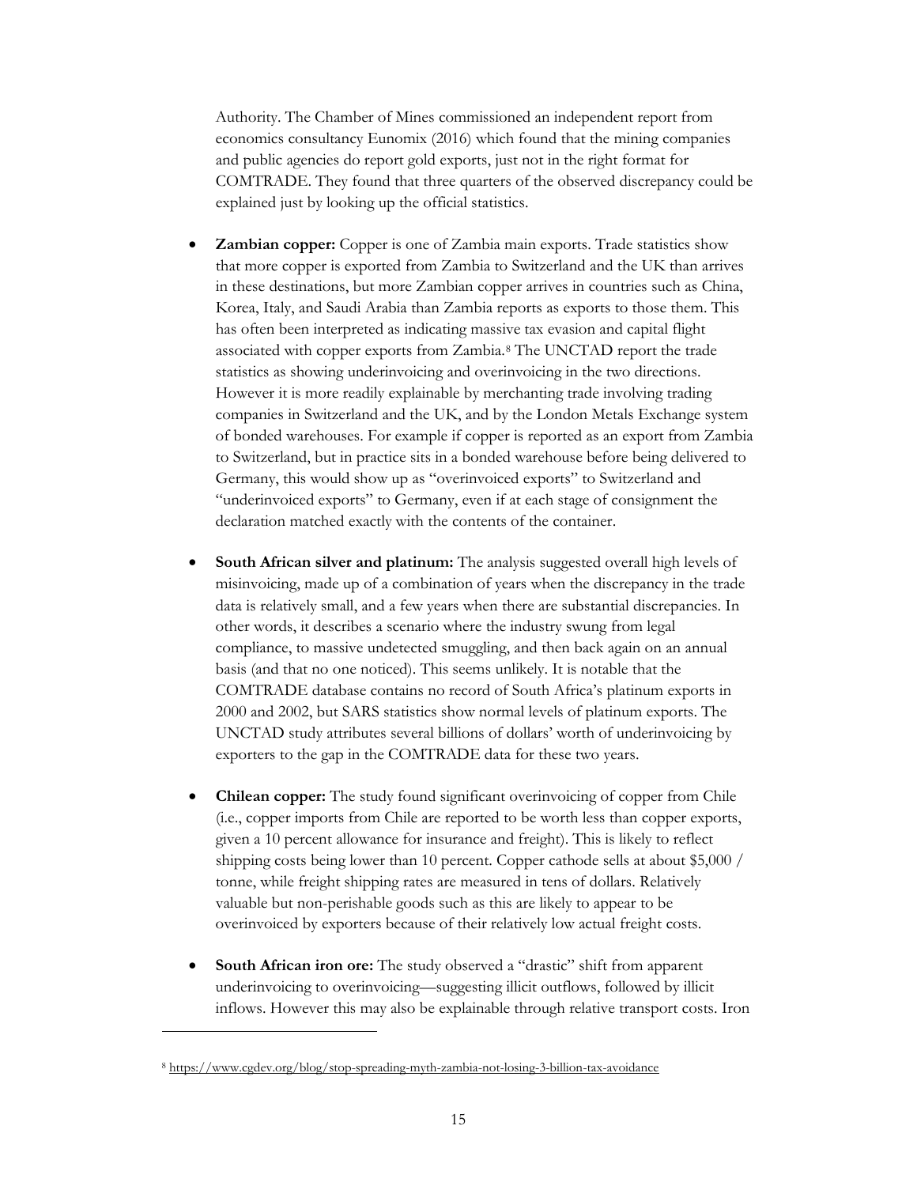Authority. The Chamber of Mines commissioned an independent report from economics consultancy Eunomix (2016) which found that the mining companies and public agencies do report gold exports, just not in the right format for COMTRADE. They found that three quarters of the observed discrepancy could be explained just by looking up the official statistics.

- **Zambian copper:** Copper is one of Zambia main exports. Trade statistics show that more copper is exported from Zambia to Switzerland and the UK than arrives in these destinations, but more Zambian copper arrives in countries such as China, Korea, Italy, and Saudi Arabia than Zambia reports as exports to those them. This has often been interpreted as indicating massive tax evasion and capital flight associated with copper exports from Zambia.[8] The UNCTAD report the trade statistics as showing underinvoicing and overinvoicing in the two directions. However it is more readily explainable by merchanting trade involving trading companies in Switzerland and the UK, and by the London Metals Exchange system of bonded warehouses. For example if copper is reported as an export from Zambia to Switzerland, but in practice sits in a bonded warehouse before being delivered to Germany, this would show up as "overinvoiced exports" to Switzerland and "underinvoiced exports" to Germany, even if at each stage of consignment the declaration matched exactly with the contents of the container.

- **South African silver and platinum:** The analysis suggested overall high levels of misinvoicing, made up of a combination of years when the discrepancy in the trade data is relatively small, and a few years when there are substantial discrepancies. In other words, it describes a scenario where the industry swung from legal compliance, to massive undetected smuggling, and then back again on an annual basis (and that no one noticed). This seems unlikely. It is notable that the COMTRADE database contains no record of South Africa's platinum exports in 2000 and 2002, but SARS statistics show normal levels of platinum exports. The UNCTAD study attributes several billions of dollars' worth of underinvoicing by exporters to the gap in the COMTRADE data for these two years.

- **Chilean copper:** The study found significant overinvoicing of copper from Chile (i.e., copper imports from Chile are reported to be worth less than copper exports, given a 10 percent allowance for insurance and freight). This is likely to reflect shipping costs being lower than 10 percent. Copper cathode sells at about $5,000 / tonne, while freight shipping rates are measured in tens of dollars. Relatively valuable but non-perishable goods such as this are likely to appear to be overinvoiced by exporters because of their relatively low actual freight costs.

- **South African iron ore:** The study observed a "drastic" shift from apparent underinvoicing to overinvoicing—suggesting illicit outflows, followed by illicit inflows. However this may also be explainable through relative transport costs. Iron

[8] https://www.cgdev.org/blog/stop-spreading-myth-zambia-not-losing-3-billion-tax-avoidance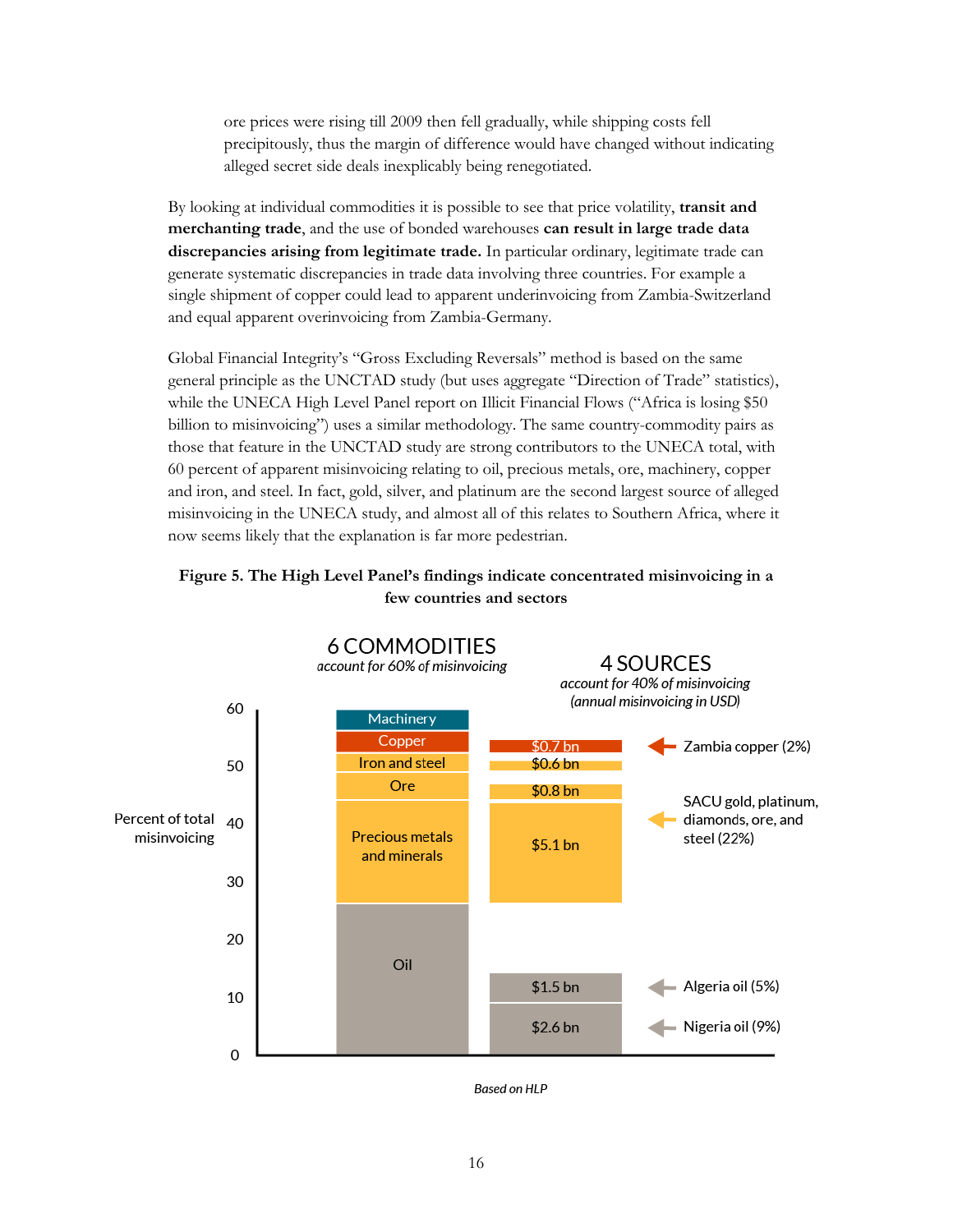ore prices were rising till 2009 then fell gradually, while shipping costs fell precipitously, thus the margin of difference would have changed without indicating alleged secret side deals inexplicably being renegotiated.

By looking at individual commodities it is possible to see that price volatility, **transit and merchanting trade**, and the use of bonded warehouses **can result in large trade data discrepancies arising from legitimate trade.** In particular ordinary, legitimate trade can generate systematic discrepancies in trade data involving three countries. For example a single shipment of copper could lead to apparent underinvoicing from Zambia-Switzerland and equal apparent overinvoicing from Zambia-Germany.

Global Financial Integrity's "Gross Excluding Reversals" method is based on the same general principle as the UNCTAD study (but uses aggregate "Direction of Trade" statistics), while the UNECA High Level Panel report on Illicit Financial Flows ("Africa is losing $50 billion to misinvoicing") uses a similar methodology. The same country-commodity pairs as those that feature in the UNCTAD study are strong contributors to the UNECA total, with 60 percent of apparent misinvoicing relating to oil, precious metals, ore, machinery, copper and iron, and steel. In fact, gold, silver, and platinum are the second largest source of alleged misinvoicing in the UNECA study, and almost all of this relates to Southern Africa, where it now seems likely that the explanation is far more pedestrian.

**Figure 5. The High Level Panel's findings indicate concentrated misinvoicing in a few countries and sectors**

6 COMMODITIES *account for 60% of misinvoicing*

4 SOURCES *account for 40% of misinvoicing (annual misinvoicing in USD)*

| Commodity (stacked, percent of total misinvoicing) | Source | Annual misinvoicing |
|---|---|---|
| Oil | Nigeria oil (9%) | $2.6 bn |
| | Algeria oil (5%) | $1.5 bn |
| Precious metals and minerals, Ore, Iron and steel | SACU gold, platinum, diamonds, ore, and steel (22%) | $5.1 bn, $0.8 bn, $0.6 bn |
| Copper | Zambia copper (2%) | $0.7 bn |
| Machinery | | |

*Based on HLP*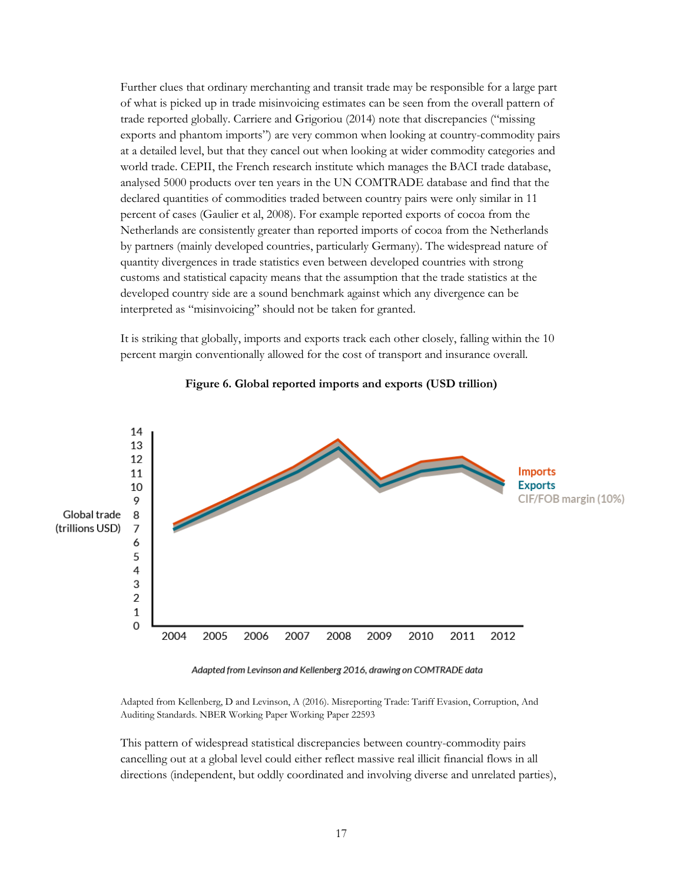Further clues that ordinary merchanting and transit trade may be responsible for a large part of what is picked up in trade misinvoicing estimates can be seen from the overall pattern of trade reported globally. Carriere and Grigoriou (2014) note that discrepancies ("missing exports and phantom imports") are very common when looking at country-commodity pairs at a detailed level, but that they cancel out when looking at wider commodity categories and world trade. CEPII, the French research institute which manages the BACI trade database, analysed 5000 products over ten years in the UN COMTRADE database and find that the declared quantities of commodities traded between country pairs were only similar in 11 percent of cases (Gaulier et al, 2008). For example reported exports of cocoa from the Netherlands are consistently greater than reported imports of cocoa from the Netherlands by partners (mainly developed countries, particularly Germany). The widespread nature of quantity divergences in trade statistics even between developed countries with strong customs and statistical capacity means that the assumption that the trade statistics at the developed country side are a sound benchmark against which any divergence can be interpreted as "misinvoicing" should not be taken for granted.

It is striking that globally, imports and exports track each other closely, falling within the 10 percent margin conventionally allowed for the cost of transport and insurance overall.

**Figure 6. Global reported imports and exports (USD trillion)**

*Adapted from Levinson and Kellenberg 2016, drawing on COMTRADE data*

Adapted from Kellenberg, D and Levinson, A (2016). Misreporting Trade: Tariff Evasion, Corruption, And Auditing Standards. NBER Working Paper Working Paper 22593

This pattern of widespread statistical discrepancies between country-commodity pairs cancelling out at a global level could either reflect massive real illicit financial flows in all directions (independent, but oddly coordinated and involving diverse and unrelated parties),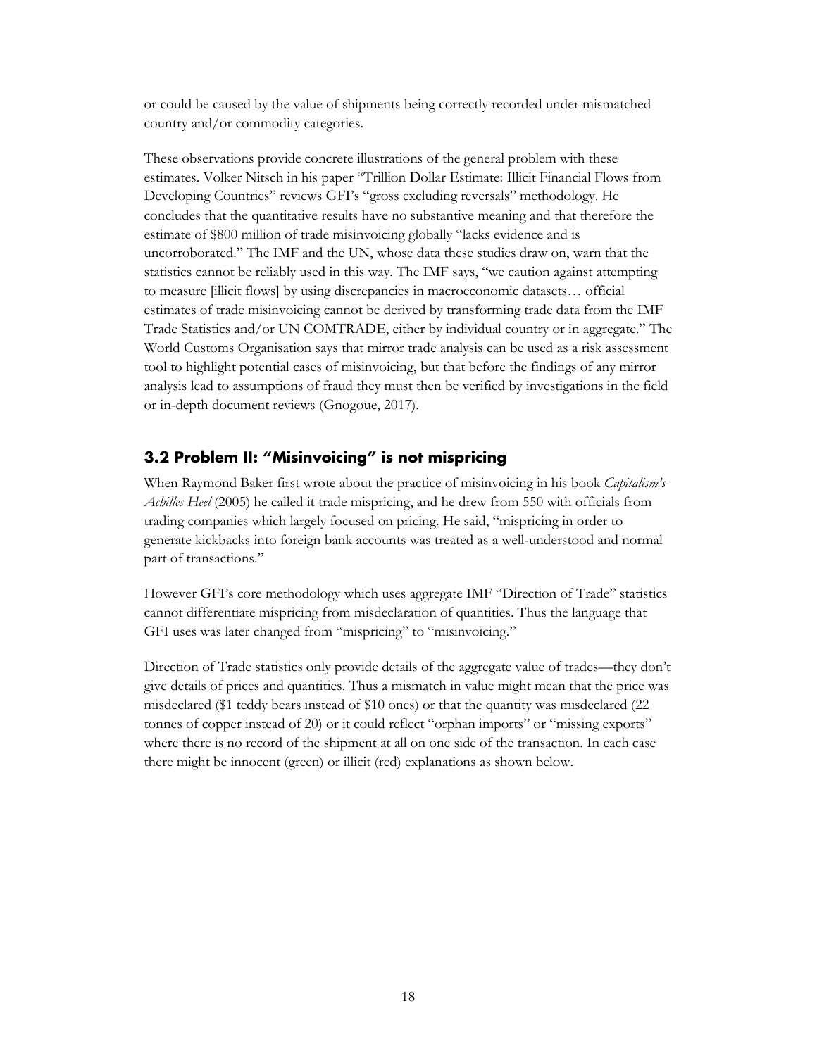or could be caused by the value of shipments being correctly recorded under mismatched country and/or commodity categories.

These observations provide concrete illustrations of the general problem with these estimates. Volker Nitsch in his paper "Trillion Dollar Estimate: Illicit Financial Flows from Developing Countries" reviews GFI's "gross excluding reversals" methodology. He concludes that the quantitative results have no substantive meaning and that therefore the estimate of $800 million of trade misinvoicing globally "lacks evidence and is uncorroborated." The IMF and the UN, whose data these studies draw on, warn that the statistics cannot be reliably used in this way. The IMF says, "we caution against attempting to measure [illicit flows] by using discrepancies in macroeconomic datasets… official estimates of trade misinvoicing cannot be derived by transforming trade data from the IMF Trade Statistics and/or UN COMTRADE, either by individual country or in aggregate." The World Customs Organisation says that mirror trade analysis can be used as a risk assessment tool to highlight potential cases of misinvoicing, but that before the findings of any mirror analysis lead to assumptions of fraud they must then be verified by investigations in the field or in-depth document reviews (Gnogoue, 2017).

## 3.2 Problem II: "Misinvoicing" is not mispricing

When Raymond Baker first wrote about the practice of misinvoicing in his book *Capitalism's Achilles Heel* (2005) he called it trade mispricing, and he drew from 550 with officials from trading companies which largely focused on pricing. He said, "mispricing in order to generate kickbacks into foreign bank accounts was treated as a well-understood and normal part of transactions."

However GFI's core methodology which uses aggregate IMF "Direction of Trade" statistics cannot differentiate mispricing from misdeclaration of quantities. Thus the language that GFI uses was later changed from "mispricing" to "misinvoicing."

Direction of Trade statistics only provide details of the aggregate value of trades—they don't give details of prices and quantities. Thus a mismatch in value might mean that the price was misdeclared ($1 teddy bears instead of $10 ones) or that the quantity was misdeclared (22 tonnes of copper instead of 20) or it could reflect "orphan imports" or "missing exports" where there is no record of the shipment at all on one side of the transaction. In each case there might be innocent (green) or illicit (red) explanations as shown below.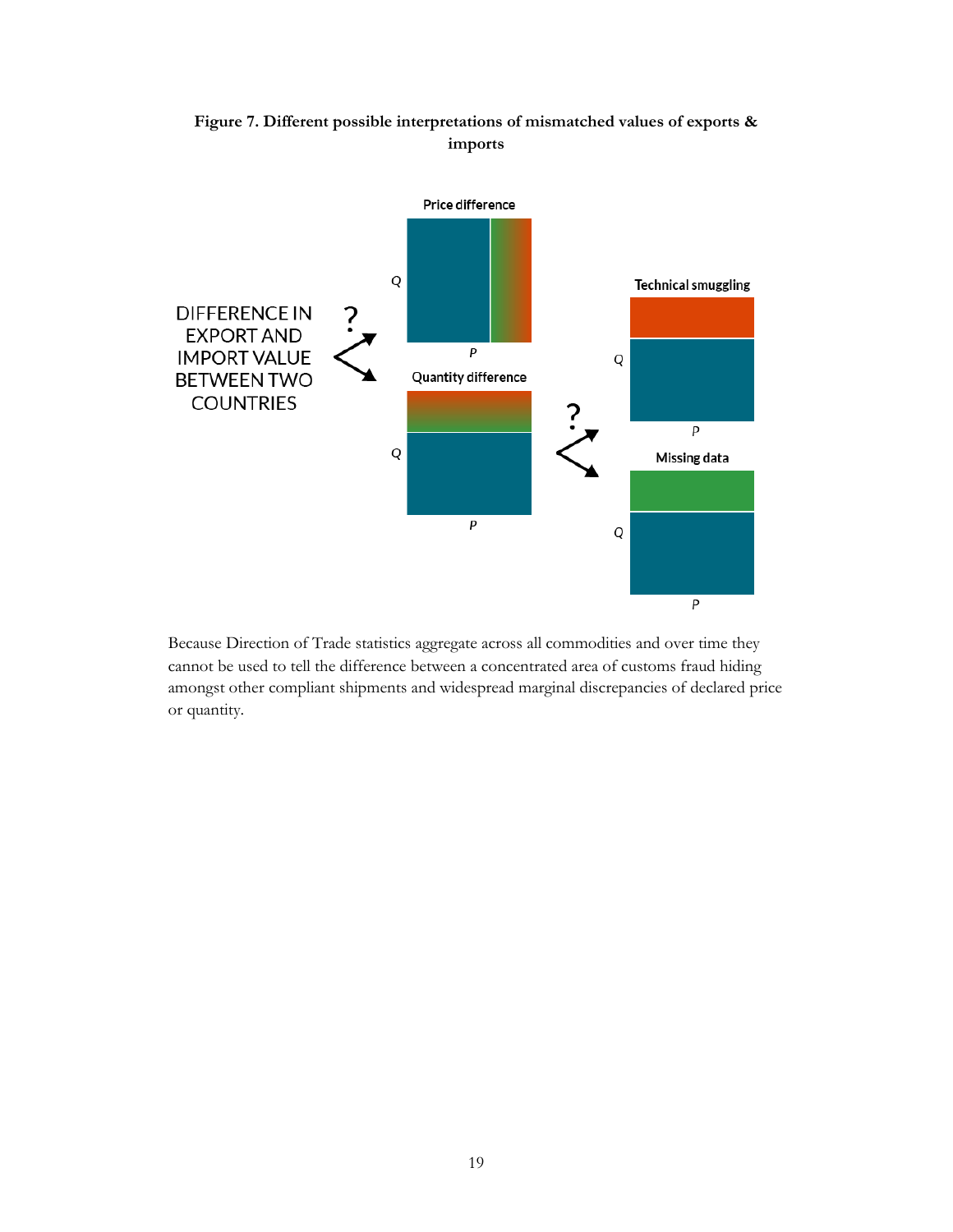**Figure 7. Different possible interpretations of mismatched values of exports & imports**

Because Direction of Trade statistics aggregate across all commodities and over time they cannot be used to tell the difference between a concentrated area of customs fraud hiding amongst other compliant shipments and widespread marginal discrepancies of declared price or quantity.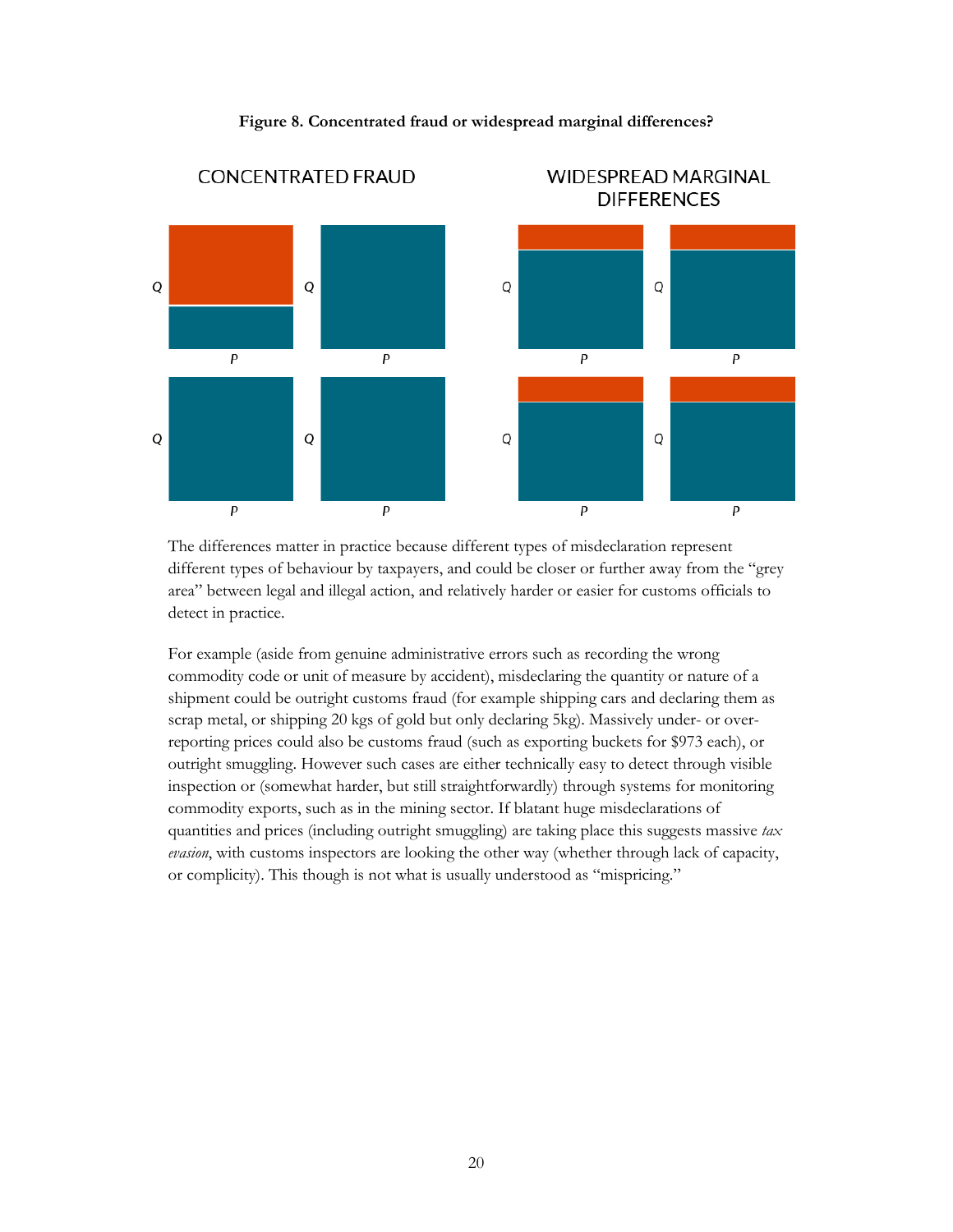**Figure 8. Concentrated fraud or widespread marginal differences?**

The differences matter in practice because different types of misdeclaration represent different types of behaviour by taxpayers, and could be closer or further away from the "grey area" between legal and illegal action, and relatively harder or easier for customs officials to detect in practice.

For example (aside from genuine administrative errors such as recording the wrong commodity code or unit of measure by accident), misdeclaring the quantity or nature of a shipment could be outright customs fraud (for example shipping cars and declaring them as scrap metal, or shipping 20 kgs of gold but only declaring 5kg). Massively under- or over-reporting prices could also be customs fraud (such as exporting buckets for $973 each), or outright smuggling. However such cases are either technically easy to detect through visible inspection or (somewhat harder, but still straightforwardly) through systems for monitoring commodity exports, such as in the mining sector. If blatant huge misdeclarations of quantities and prices (including outright smuggling) are taking place this suggests massive *tax evasion*, with customs inspectors are looking the other way (whether through lack of capacity, or complicity). This though is not what is usually understood as "mispricing."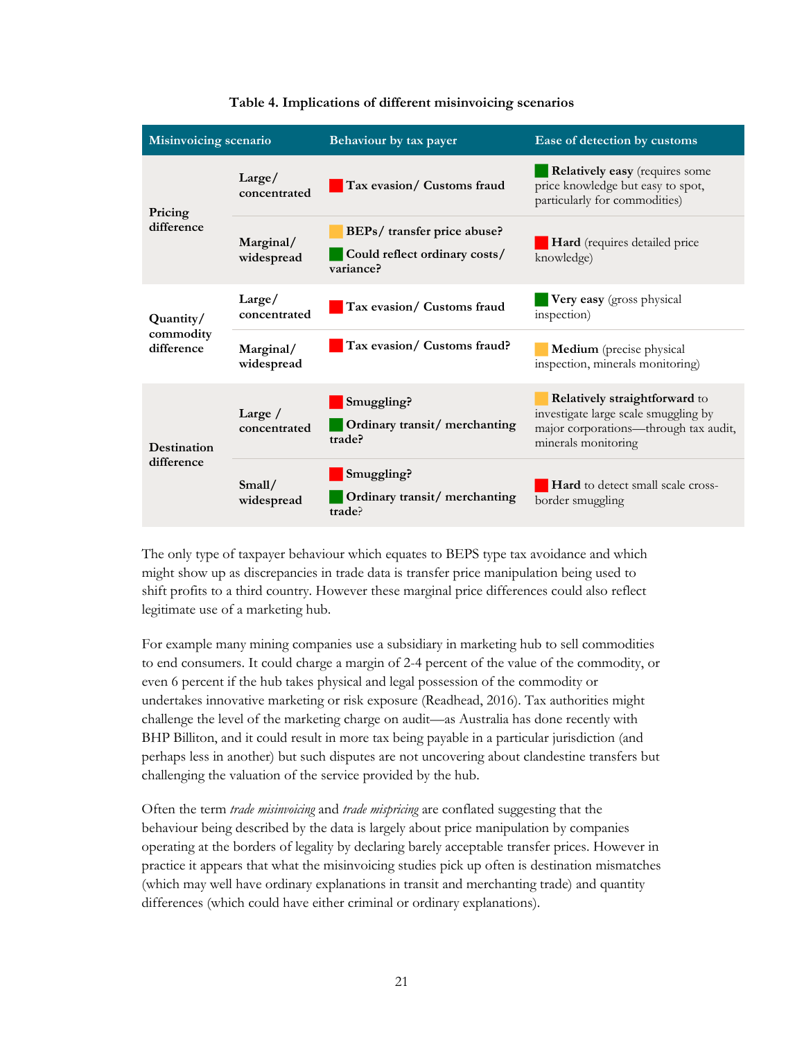**Table 4. Implications of different misinvoicing scenarios**

| Misinvoicing scenario | | Behaviour by tax payer | Ease of detection by customs |
|---|---|---|---|
| Pricing difference | Large/ concentrated | **Tax evasion/ Customs fraud** | **Relatively easy** (requires some price knowledge but easy to spot, particularly for commodities) |
| | Marginal/ widespread | **BEPs/ transfer price abuse?** **Could reflect ordinary costs/ variance?** | **Hard** (requires detailed price knowledge) |
| Quantity/ commodity difference | Large/ concentrated | **Tax evasion/ Customs fraud** | **Very easy** (gross physical inspection) |
| | Marginal/ widespread | **Tax evasion/ Customs fraud?** | **Medium** (precise physical inspection, minerals monitoring) |
| Destination difference | Large / concentrated | **Smuggling?** **Ordinary transit/ merchanting trade?** | **Relatively straightforward** to investigate large scale smuggling by major corporations—through tax audit, minerals monitoring |
| | Small/ widespread | **Smuggling?** **Ordinary transit/ merchanting trade**? | **Hard** to detect small scale cross-border smuggling |

The only type of taxpayer behaviour which equates to BEPS type tax avoidance and which might show up as discrepancies in trade data is transfer price manipulation being used to shift profits to a third country. However these marginal price differences could also reflect legitimate use of a marketing hub.

For example many mining companies use a subsidiary in marketing hub to sell commodities to end consumers. It could charge a margin of 2-4 percent of the value of the commodity, or even 6 percent if the hub takes physical and legal possession of the commodity or undertakes innovative marketing or risk exposure (Readhead, 2016). Tax authorities might challenge the level of the marketing charge on audit—as Australia has done recently with BHP Billiton, and it could result in more tax being payable in a particular jurisdiction (and perhaps less in another) but such disputes are not uncovering about clandestine transfers but challenging the valuation of the service provided by the hub.

Often the term *trade misinvoicing* and *trade mispricing* are conflated suggesting that the behaviour being described by the data is largely about price manipulation by companies operating at the borders of legality by declaring barely acceptable transfer prices. However in practice it appears that what the misinvoicing studies pick up often is destination mismatches (which may well have ordinary explanations in transit and merchanting trade) and quantity differences (which could have either criminal or ordinary explanations).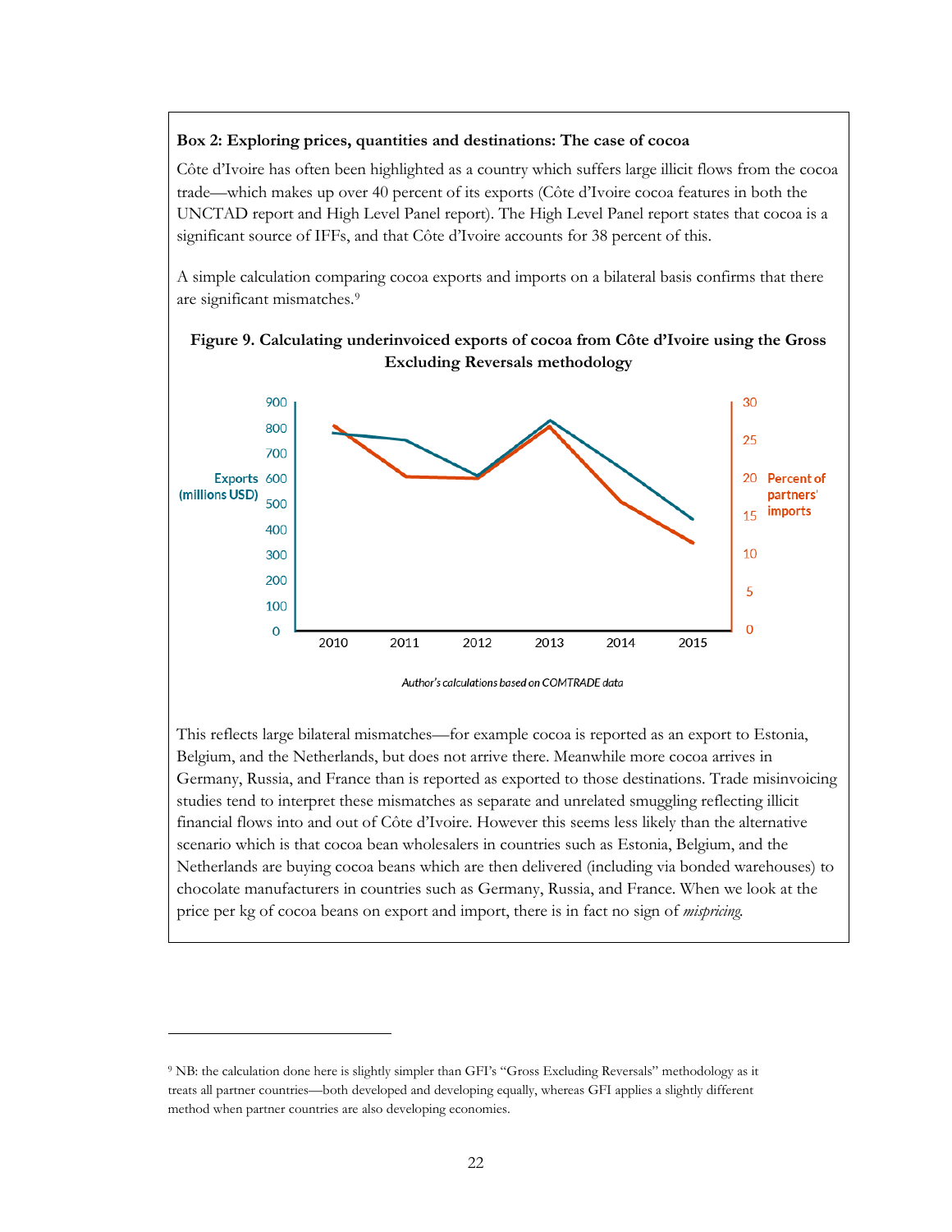**Box 2: Exploring prices, quantities and destinations: The case of cocoa**

Côte d'Ivoire has often been highlighted as a country which suffers large illicit flows from the cocoa trade—which makes up over 40 percent of its exports (Côte d'Ivoire cocoa features in both the UNCTAD report and High Level Panel report). The High Level Panel report states that cocoa is a significant source of IFFs, and that Côte d'Ivoire accounts for 38 percent of this.

A simple calculation comparing cocoa exports and imports on a bilateral basis confirms that there are significant mismatches.[9]

**Figure 9. Calculating underinvoiced exports of cocoa from Côte d'Ivoire using the Gross Excluding Reversals methodology**

*Author's calculations based on COMTRADE data*

This reflects large bilateral mismatches—for example cocoa is reported as an export to Estonia, Belgium, and the Netherlands, but does not arrive there. Meanwhile more cocoa arrives in Germany, Russia, and France than is reported as exported to those destinations. Trade misinvoicing studies tend to interpret these mismatches as separate and unrelated smuggling reflecting illicit financial flows into and out of Côte d'Ivoire. However this seems less likely than the alternative scenario which is that cocoa bean wholesalers in countries such as Estonia, Belgium, and the Netherlands are buying cocoa beans which are then delivered (including via bonded warehouses) to chocolate manufacturers in countries such as Germany, Russia, and France. When we look at the price per kg of cocoa beans on export and import, there is in fact no sign of *mispricing.*

---

[9] NB: the calculation done here is slightly simpler than GFI's "Gross Excluding Reversals" methodology as it treats all partner countries—both developed and developing equally, whereas GFI applies a slightly different method when partner countries are also developing economies.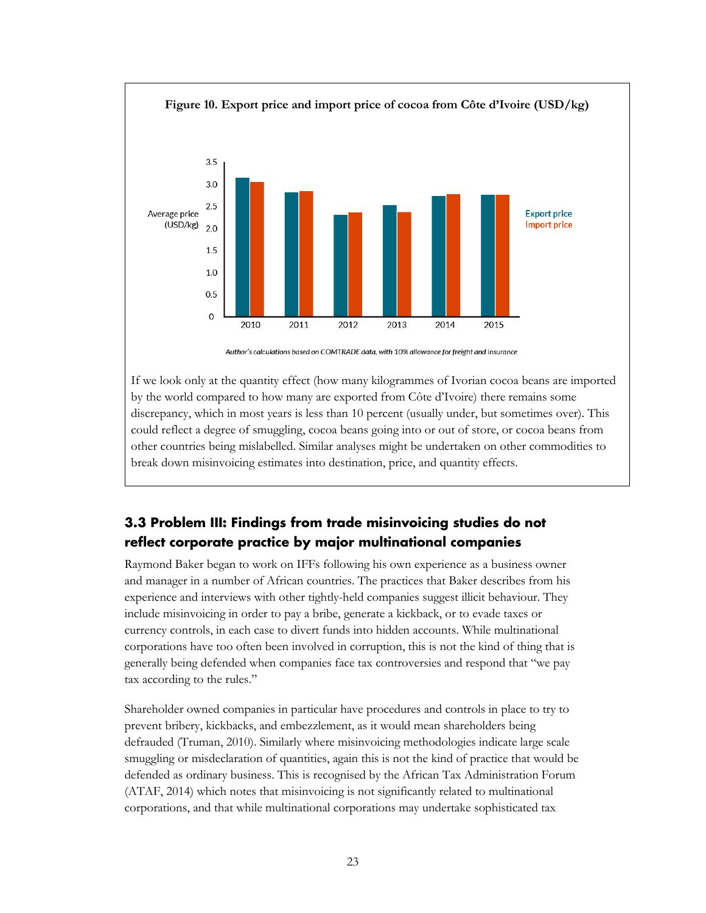**Figure 10. Export price and import price of cocoa from Côte d'Ivoire (USD/kg)**

*Author's calculations based on COMTRADE data, with 10% allowance for freight and insurance*

If we look only at the quantity effect (how many kilogrammes of Ivorian cocoa beans are imported by the world compared to how many are exported from Côte d'Ivoire) there remains some discrepancy, which in most years is less than 10 percent (usually under, but sometimes over). This could reflect a degree of smuggling, cocoa beans going into or out of store, or cocoa beans from other countries being mislabelled. Similar analyses might be undertaken on other commodities to break down misinvoicing estimates into destination, price, and quantity effects.

## 3.3 Problem III: Findings from trade misinvoicing studies do not reflect corporate practice by major multinational companies

Raymond Baker began to work on IFFs following his own experience as a business owner and manager in a number of African countries. The practices that Baker describes from his experience and interviews with other tightly-held companies suggest illicit behaviour. They include misinvoicing in order to pay a bribe, generate a kickback, or to evade taxes or currency controls, in each case to divert funds into hidden accounts. While multinational corporations have too often been involved in corruption, this is not the kind of thing that is generally being defended when companies face tax controversies and respond that "we pay tax according to the rules."

Shareholder owned companies in particular have procedures and controls in place to try to prevent bribery, kickbacks, and embezzlement, as it would mean shareholders being defrauded (Truman, 2010). Similarly where misinvoicing methodologies indicate large scale smuggling or misdeclaration of quantities, again this is not the kind of practice that would be defended as ordinary business. This is recognised by the African Tax Administration Forum (ATAF, 2014) which notes that misinvoicing is not significantly related to multinational corporations, and that while multinational corporations may undertake sophisticated tax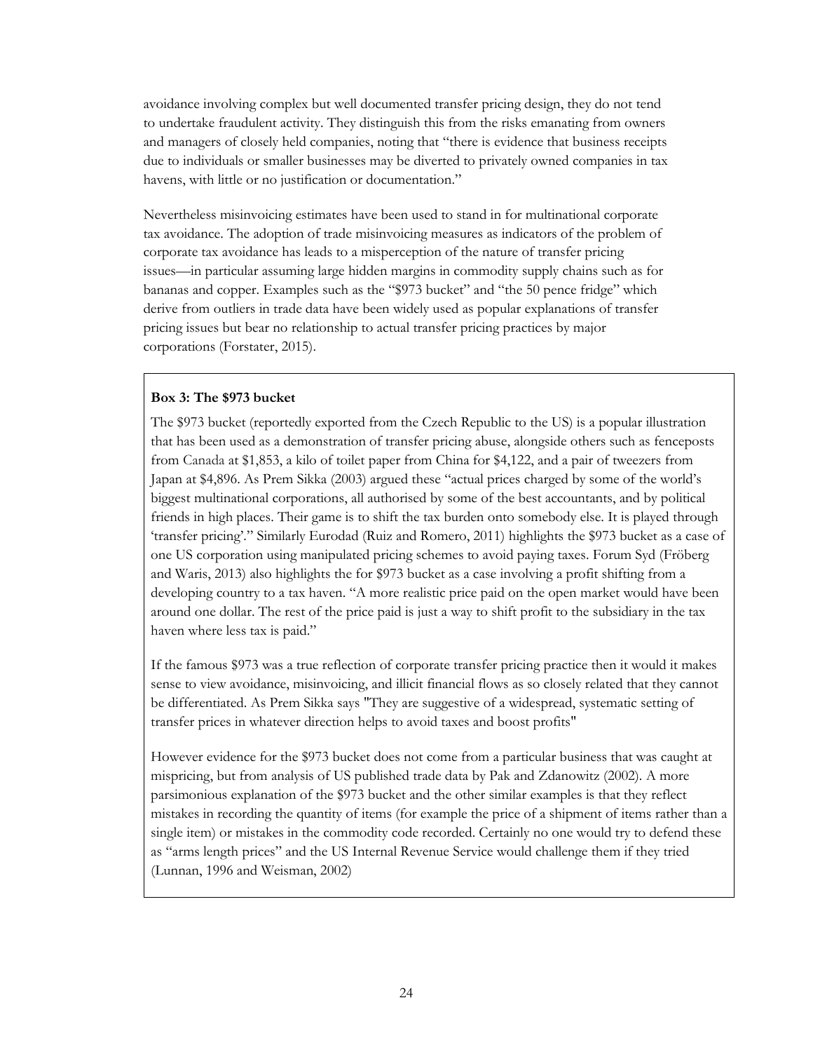avoidance involving complex but well documented transfer pricing design, they do not tend to undertake fraudulent activity. They distinguish this from the risks emanating from owners and managers of closely held companies, noting that "there is evidence that business receipts due to individuals or smaller businesses may be diverted to privately owned companies in tax havens, with little or no justification or documentation."

Nevertheless misinvoicing estimates have been used to stand in for multinational corporate tax avoidance. The adoption of trade misinvoicing measures as indicators of the problem of corporate tax avoidance has leads to a misperception of the nature of transfer pricing issues—in particular assuming large hidden margins in commodity supply chains such as for bananas and copper. Examples such as the "$973 bucket" and "the 50 pence fridge" which derive from outliers in trade data have been widely used as popular explanations of transfer pricing issues but bear no relationship to actual transfer pricing practices by major corporations (Forstater, 2015).

**Box 3: The $973 bucket**

The $973 bucket (reportedly exported from the Czech Republic to the US) is a popular illustration that has been used as a demonstration of transfer pricing abuse, alongside others such as fenceposts from Canada at $1,853, a kilo of toilet paper from China for $4,122, and a pair of tweezers from Japan at $4,896. As Prem Sikka (2003) argued these "actual prices charged by some of the world's biggest multinational corporations, all authorised by some of the best accountants, and by political friends in high places. Their game is to shift the tax burden onto somebody else. It is played through 'transfer pricing'." Similarly Eurodad (Ruiz and Romero, 2011) highlights the $973 bucket as a case of one US corporation using manipulated pricing schemes to avoid paying taxes. Forum Syd (Fröberg and Waris, 2013) also highlights the for $973 bucket as a case involving a profit shifting from a developing country to a tax haven. "A more realistic price paid on the open market would have been around one dollar. The rest of the price paid is just a way to shift profit to the subsidiary in the tax haven where less tax is paid."

If the famous $973 was a true reflection of corporate transfer pricing practice then it would it makes sense to view avoidance, misinvoicing, and illicit financial flows as so closely related that they cannot be differentiated. As Prem Sikka says "They are suggestive of a widespread, systematic setting of transfer prices in whatever direction helps to avoid taxes and boost profits"

However evidence for the $973 bucket does not come from a particular business that was caught at mispricing, but from analysis of US published trade data by Pak and Zdanowitz (2002). A more parsimonious explanation of the $973 bucket and the other similar examples is that they reflect mistakes in recording the quantity of items (for example the price of a shipment of items rather than a single item) or mistakes in the commodity code recorded. Certainly no one would try to defend these as "arms length prices" and the US Internal Revenue Service would challenge them if they tried (Lunnan, 1996 and Weisman, 2002)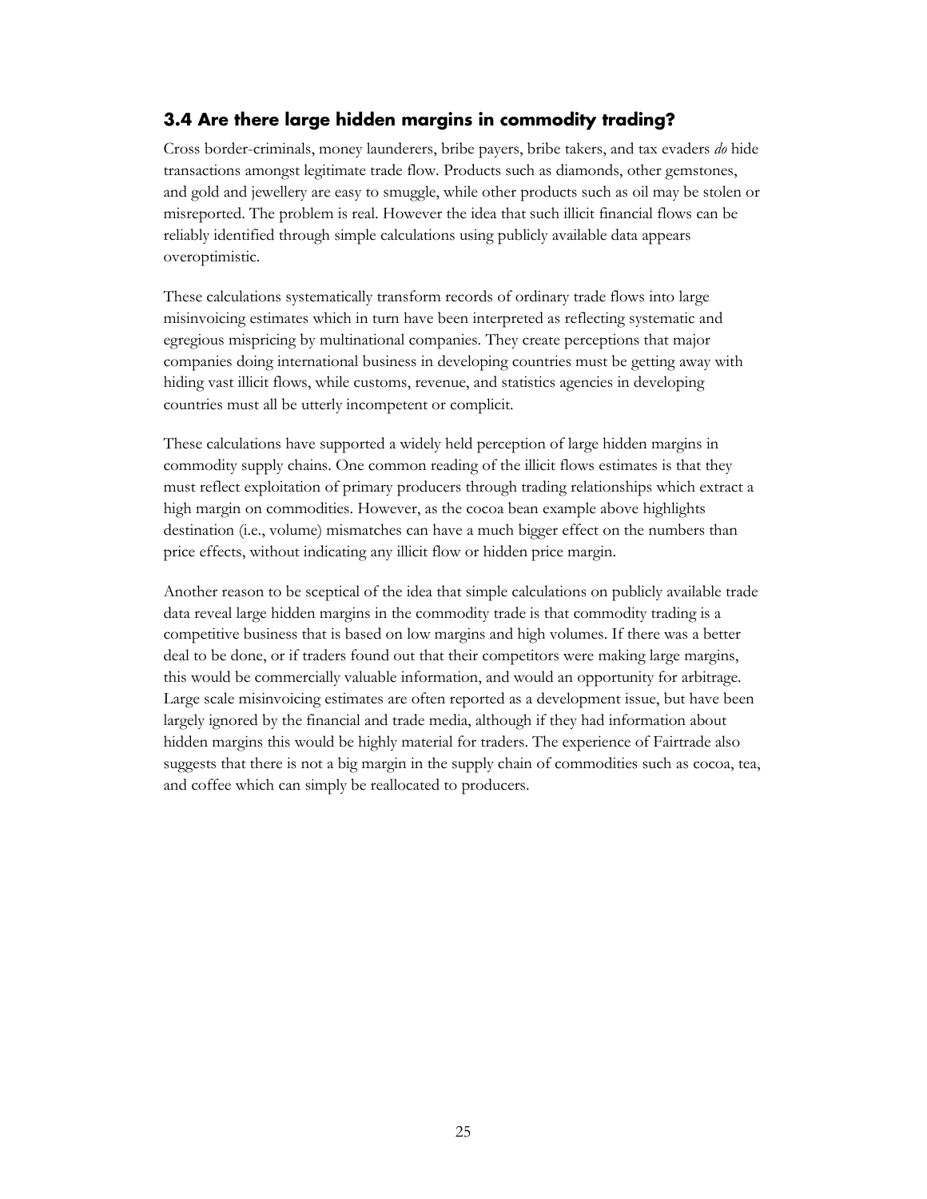### 3.4 Are there large hidden margins in commodity trading?

Cross border-criminals, money launderers, bribe payers, bribe takers, and tax evaders *do* hide transactions amongst legitimate trade flow. Products such as diamonds, other gemstones, and gold and jewellery are easy to smuggle, while other products such as oil may be stolen or misreported. The problem is real. However the idea that such illicit financial flows can be reliably identified through simple calculations using publicly available data appears overoptimistic.

These calculations systematically transform records of ordinary trade flows into large misinvoicing estimates which in turn have been interpreted as reflecting systematic and egregious mispricing by multinational companies. They create perceptions that major companies doing international business in developing countries must be getting away with hiding vast illicit flows, while customs, revenue, and statistics agencies in developing countries must all be utterly incompetent or complicit.

These calculations have supported a widely held perception of large hidden margins in commodity supply chains. One common reading of the illicit flows estimates is that they must reflect exploitation of primary producers through trading relationships which extract a high margin on commodities. However, as the cocoa bean example above highlights destination (i.e., volume) mismatches can have a much bigger effect on the numbers than price effects, without indicating any illicit flow or hidden price margin.

Another reason to be sceptical of the idea that simple calculations on publicly available trade data reveal large hidden margins in the commodity trade is that commodity trading is a competitive business that is based on low margins and high volumes. If there was a better deal to be done, or if traders found out that their competitors were making large margins, this would be commercially valuable information, and would an opportunity for arbitrage. Large scale misinvoicing estimates are often reported as a development issue, but have been largely ignored by the financial and trade media, although if they had information about hidden margins this would be highly material for traders. The experience of Fairtrade also suggests that there is not a big margin in the supply chain of commodities such as cocoa, tea, and coffee which can simply be reallocated to producers.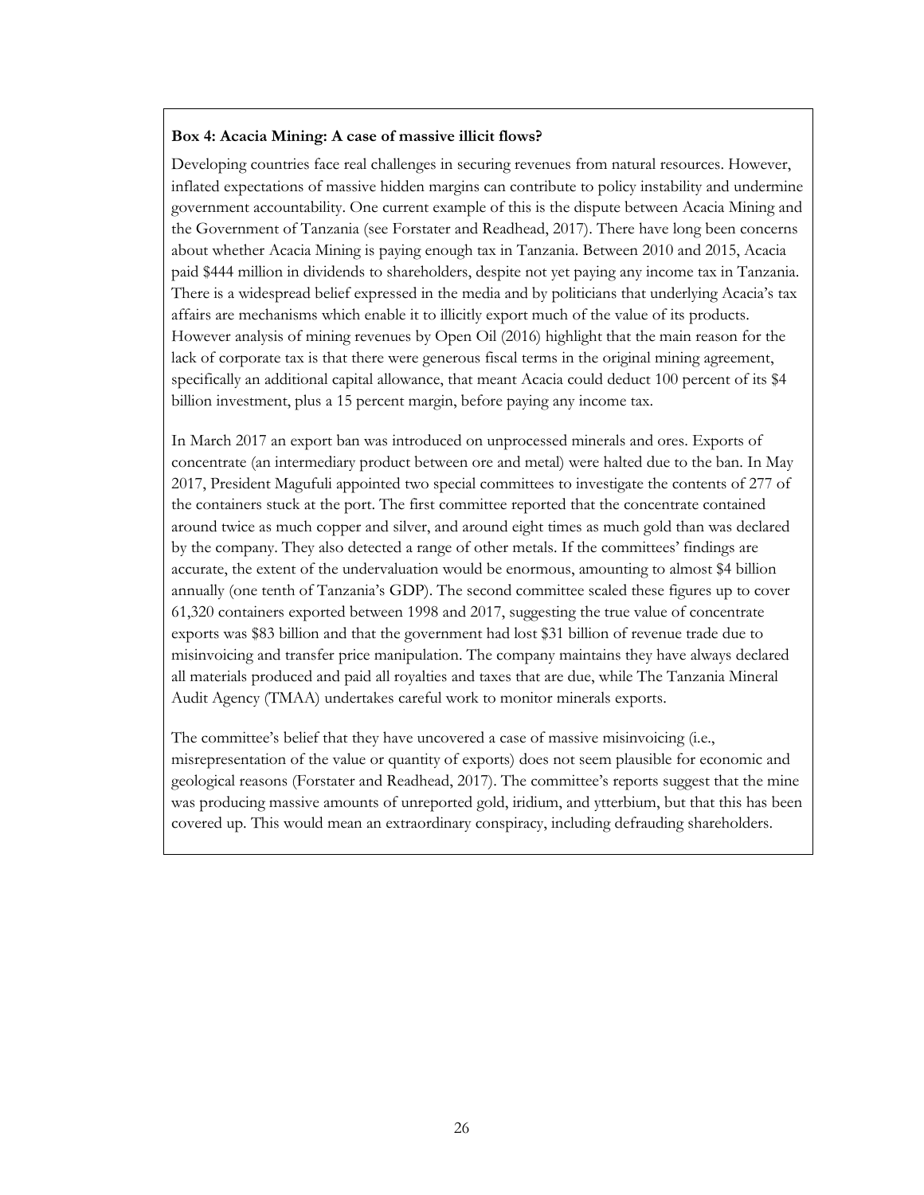**Box 4: Acacia Mining: A case of massive illicit flows?**

Developing countries face real challenges in securing revenues from natural resources. However, inflated expectations of massive hidden margins can contribute to policy instability and undermine government accountability. One current example of this is the dispute between Acacia Mining and the Government of Tanzania (see Forstater and Readhead, 2017). There have long been concerns about whether Acacia Mining is paying enough tax in Tanzania. Between 2010 and 2015, Acacia paid $444 million in dividends to shareholders, despite not yet paying any income tax in Tanzania. There is a widespread belief expressed in the media and by politicians that underlying Acacia's tax affairs are mechanisms which enable it to illicitly export much of the value of its products. However analysis of mining revenues by Open Oil (2016) highlight that the main reason for the lack of corporate tax is that there were generous fiscal terms in the original mining agreement, specifically an additional capital allowance, that meant Acacia could deduct 100 percent of its $4 billion investment, plus a 15 percent margin, before paying any income tax.

In March 2017 an export ban was introduced on unprocessed minerals and ores. Exports of concentrate (an intermediary product between ore and metal) were halted due to the ban. In May 2017, President Magufuli appointed two special committees to investigate the contents of 277 of the containers stuck at the port. The first committee reported that the concentrate contained around twice as much copper and silver, and around eight times as much gold than was declared by the company. They also detected a range of other metals. If the committees' findings are accurate, the extent of the undervaluation would be enormous, amounting to almost $4 billion annually (one tenth of Tanzania's GDP). The second committee scaled these figures up to cover 61,320 containers exported between 1998 and 2017, suggesting the true value of concentrate exports was $83 billion and that the government had lost $31 billion of revenue trade due to misinvoicing and transfer price manipulation. The company maintains they have always declared all materials produced and paid all royalties and taxes that are due, while The Tanzania Mineral Audit Agency (TMAA) undertakes careful work to monitor minerals exports.

The committee's belief that they have uncovered a case of massive misinvoicing (i.e., misrepresentation of the value or quantity of exports) does not seem plausible for economic and geological reasons (Forstater and Readhead, 2017). The committee's reports suggest that the mine was producing massive amounts of unreported gold, iridium, and ytterbium, but that this has been covered up. This would mean an extraordinary conspiracy, including defrauding shareholders.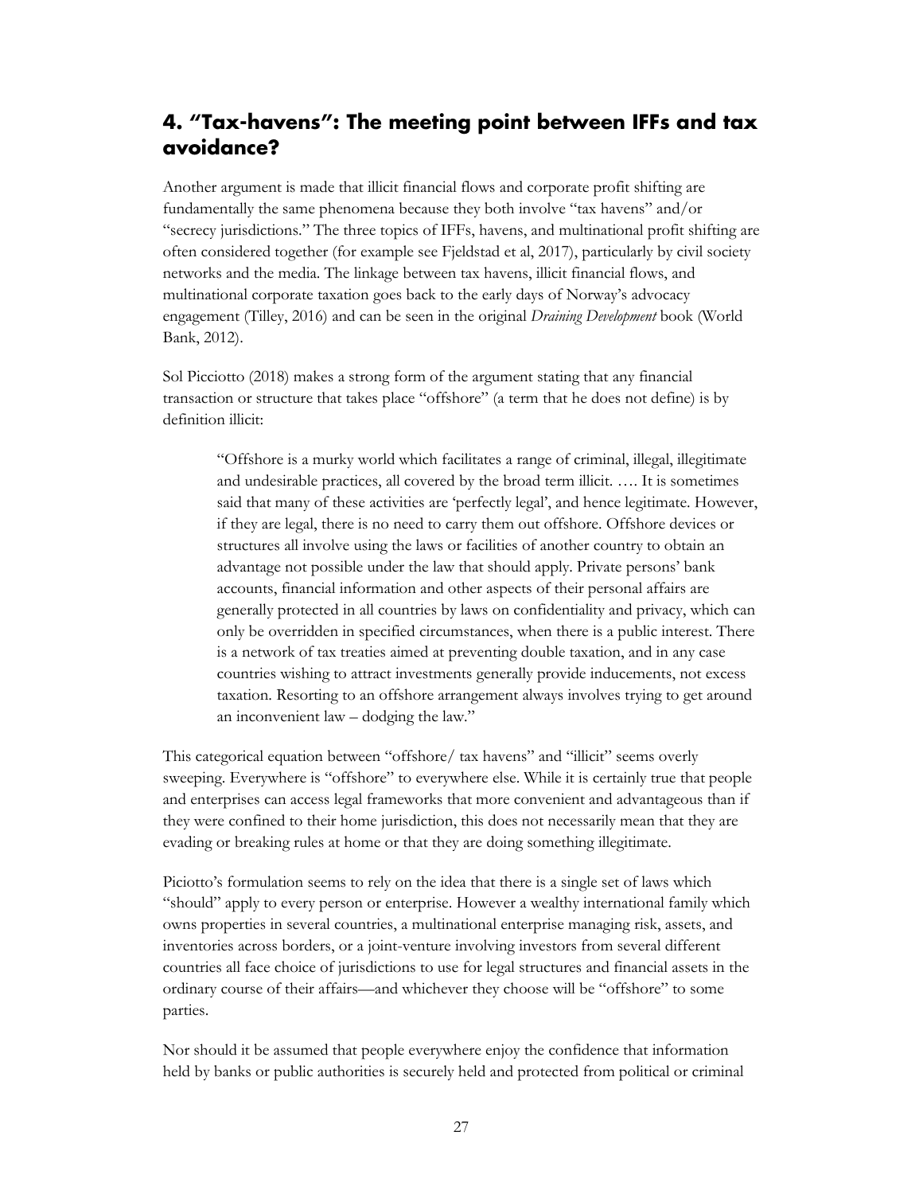## 4. "Tax-havens": The meeting point between IFFs and tax avoidance?

Another argument is made that illicit financial flows and corporate profit shifting are fundamentally the same phenomena because they both involve "tax havens" and/or "secrecy jurisdictions." The three topics of IFFs, havens, and multinational profit shifting are often considered together (for example see Fjeldstad et al, 2017), particularly by civil society networks and the media. The linkage between tax havens, illicit financial flows, and multinational corporate taxation goes back to the early days of Norway's advocacy engagement (Tilley, 2016) and can be seen in the original *Draining Development* book (World Bank, 2012).

Sol Picciotto (2018) makes a strong form of the argument stating that any financial transaction or structure that takes place "offshore" (a term that he does not define) is by definition illicit:

> "Offshore is a murky world which facilitates a range of criminal, illegal, illegitimate and undesirable practices, all covered by the broad term illicit. …. It is sometimes said that many of these activities are 'perfectly legal', and hence legitimate. However, if they are legal, there is no need to carry them out offshore. Offshore devices or structures all involve using the laws or facilities of another country to obtain an advantage not possible under the law that should apply. Private persons' bank accounts, financial information and other aspects of their personal affairs are generally protected in all countries by laws on confidentiality and privacy, which can only be overridden in specified circumstances, when there is a public interest. There is a network of tax treaties aimed at preventing double taxation, and in any case countries wishing to attract investments generally provide inducements, not excess taxation. Resorting to an offshore arrangement always involves trying to get around an inconvenient law – dodging the law."

This categorical equation between "offshore/ tax havens" and "illicit" seems overly sweeping. Everywhere is "offshore" to everywhere else. While it is certainly true that people and enterprises can access legal frameworks that more convenient and advantageous than if they were confined to their home jurisdiction, this does not necessarily mean that they are evading or breaking rules at home or that they are doing something illegitimate.

Piciotto's formulation seems to rely on the idea that there is a single set of laws which "should" apply to every person or enterprise. However a wealthy international family which owns properties in several countries, a multinational enterprise managing risk, assets, and inventories across borders, or a joint-venture involving investors from several different countries all face choice of jurisdictions to use for legal structures and financial assets in the ordinary course of their affairs—and whichever they choose will be "offshore" to some parties.

Nor should it be assumed that people everywhere enjoy the confidence that information held by banks or public authorities is securely held and protected from political or criminal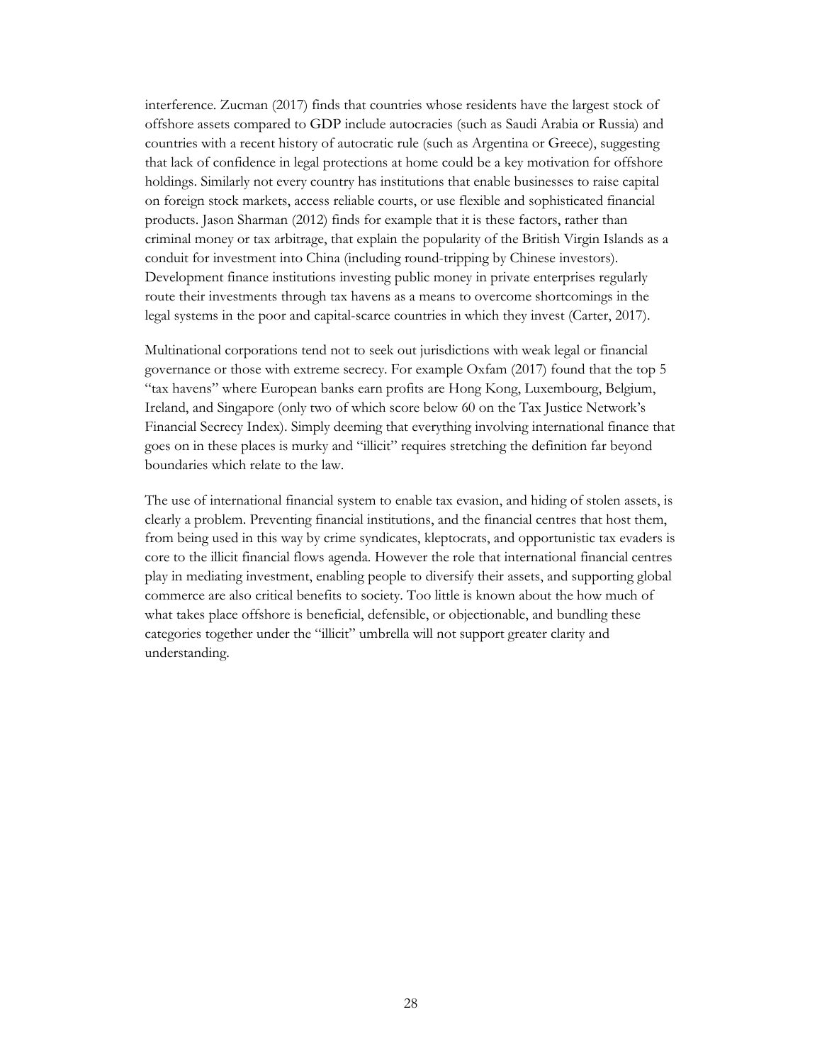interference. Zucman (2017) finds that countries whose residents have the largest stock of offshore assets compared to GDP include autocracies (such as Saudi Arabia or Russia) and countries with a recent history of autocratic rule (such as Argentina or Greece), suggesting that lack of confidence in legal protections at home could be a key motivation for offshore holdings. Similarly not every country has institutions that enable businesses to raise capital on foreign stock markets, access reliable courts, or use flexible and sophisticated financial products. Jason Sharman (2012) finds for example that it is these factors, rather than criminal money or tax arbitrage, that explain the popularity of the British Virgin Islands as a conduit for investment into China (including round-tripping by Chinese investors). Development finance institutions investing public money in private enterprises regularly route their investments through tax havens as a means to overcome shortcomings in the legal systems in the poor and capital-scarce countries in which they invest (Carter, 2017).

Multinational corporations tend not to seek out jurisdictions with weak legal or financial governance or those with extreme secrecy. For example Oxfam (2017) found that the top 5 "tax havens" where European banks earn profits are Hong Kong, Luxembourg, Belgium, Ireland, and Singapore (only two of which score below 60 on the Tax Justice Network's Financial Secrecy Index). Simply deeming that everything involving international finance that goes on in these places is murky and "illicit" requires stretching the definition far beyond boundaries which relate to the law.

The use of international financial system to enable tax evasion, and hiding of stolen assets, is clearly a problem. Preventing financial institutions, and the financial centres that host them, from being used in this way by crime syndicates, kleptocrats, and opportunistic tax evaders is core to the illicit financial flows agenda. However the role that international financial centres play in mediating investment, enabling people to diversify their assets, and supporting global commerce are also critical benefits to society. Too little is known about the how much of what takes place offshore is beneficial, defensible, or objectionable, and bundling these categories together under the "illicit" umbrella will not support greater clarity and understanding.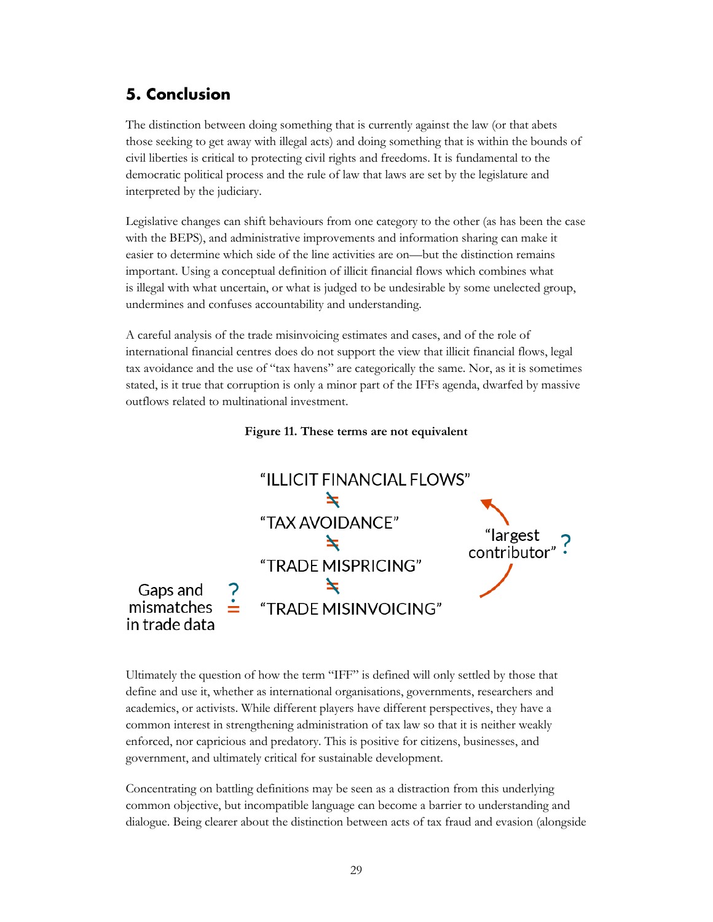## 5. Conclusion

The distinction between doing something that is currently against the law (or that abets those seeking to get away with illegal acts) and doing something that is within the bounds of civil liberties is critical to protecting civil rights and freedoms. It is fundamental to the democratic political process and the rule of law that laws are set by the legislature and interpreted by the judiciary.

Legislative changes can shift behaviours from one category to the other (as has been the case with the BEPS), and administrative improvements and information sharing can make it easier to determine which side of the line activities are on—but the distinction remains important. Using a conceptual definition of illicit financial flows which combines what is illegal with what uncertain, or what is judged to be undesirable by some unelected group, undermines and confuses accountability and understanding.

A careful analysis of the trade misinvoicing estimates and cases, and of the role of international financial centres does do not support the view that illicit financial flows, legal tax avoidance and the use of "tax havens" are categorically the same. Nor, as it is sometimes stated, is it true that corruption is only a minor part of the IFFs agenda, dwarfed by massive outflows related to multinational investment.

**Figure 11. These terms are not equivalent**

"ILLICIT FINANCIAL FLOWS"
≠
"TAX AVOIDANCE"
≠
"TRADE MISPRICING"
≠
"TRADE MISINVOICING"

Gaps and mismatches in trade data ?=

"largest contributor"?

Ultimately the question of how the term "IFF" is defined will only settled by those that define and use it, whether as international organisations, governments, researchers and academics, or activists. While different players have different perspectives, they have a common interest in strengthening administration of tax law so that it is neither weakly enforced, nor capricious and predatory. This is positive for citizens, businesses, and government, and ultimately critical for sustainable development.

Concentrating on battling definitions may be seen as a distraction from this underlying common objective, but incompatible language can become a barrier to understanding and dialogue. Being clearer about the distinction between acts of tax fraud and evasion (alongside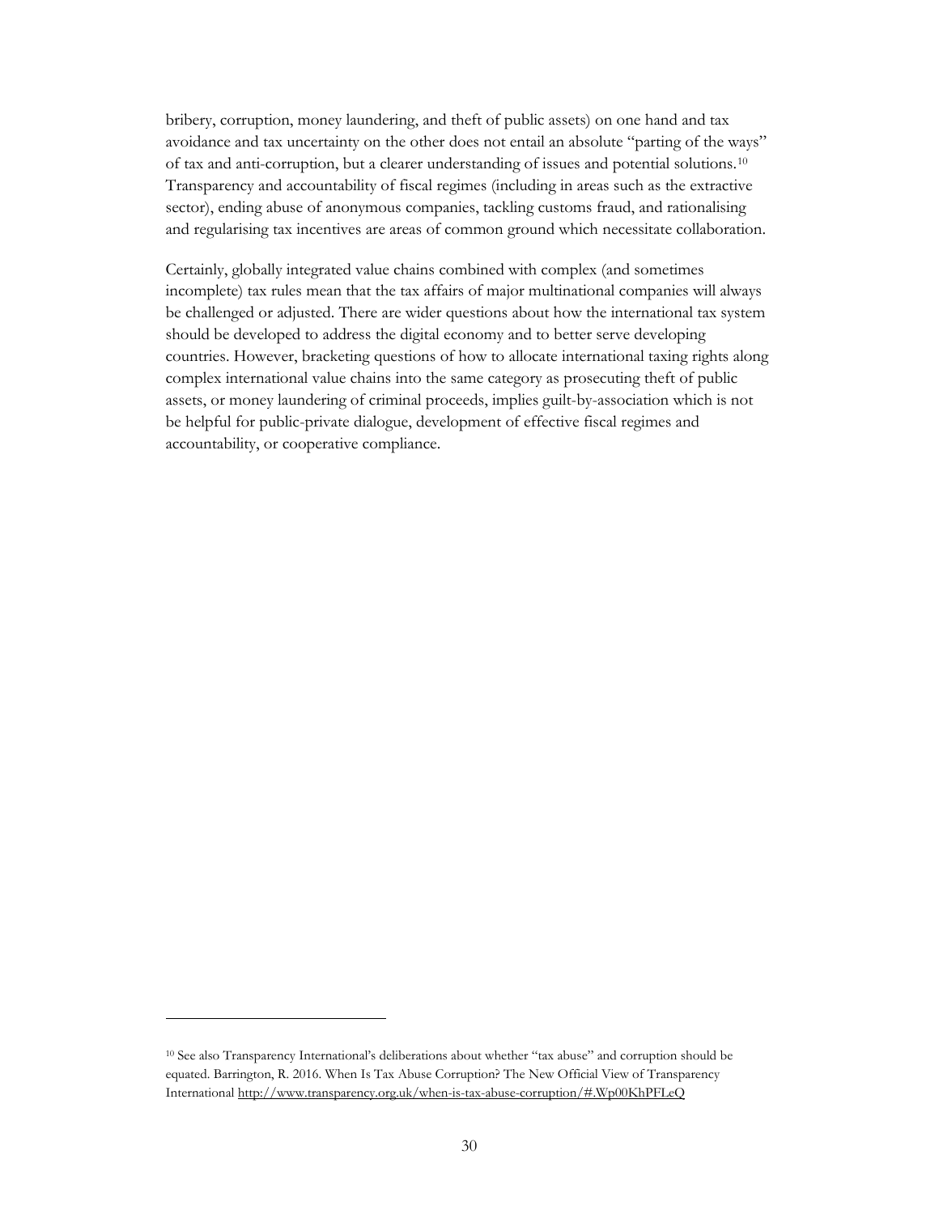bribery, corruption, money laundering, and theft of public assets) on one hand and tax avoidance and tax uncertainty on the other does not entail an absolute "parting of the ways" of tax and anti-corruption, but a clearer understanding of issues and potential solutions.[10] Transparency and accountability of fiscal regimes (including in areas such as the extractive sector), ending abuse of anonymous companies, tackling customs fraud, and rationalising and regularising tax incentives are areas of common ground which necessitate collaboration.

Certainly, globally integrated value chains combined with complex (and sometimes incomplete) tax rules mean that the tax affairs of major multinational companies will always be challenged or adjusted. There are wider questions about how the international tax system should be developed to address the digital economy and to better serve developing countries. However, bracketing questions of how to allocate international taxing rights along complex international value chains into the same category as prosecuting theft of public assets, or money laundering of criminal proceeds, implies guilt-by-association which is not be helpful for public-private dialogue, development of effective fiscal regimes and accountability, or cooperative compliance.

---

[10] See also Transparency International's deliberations about whether "tax abuse" and corruption should be equated. Barrington, R. 2016. When Is Tax Abuse Corruption? The New Official View of Transparency International http://www.transparency.org.uk/when-is-tax-abuse-corruption/#.Wp00KhPFLeQ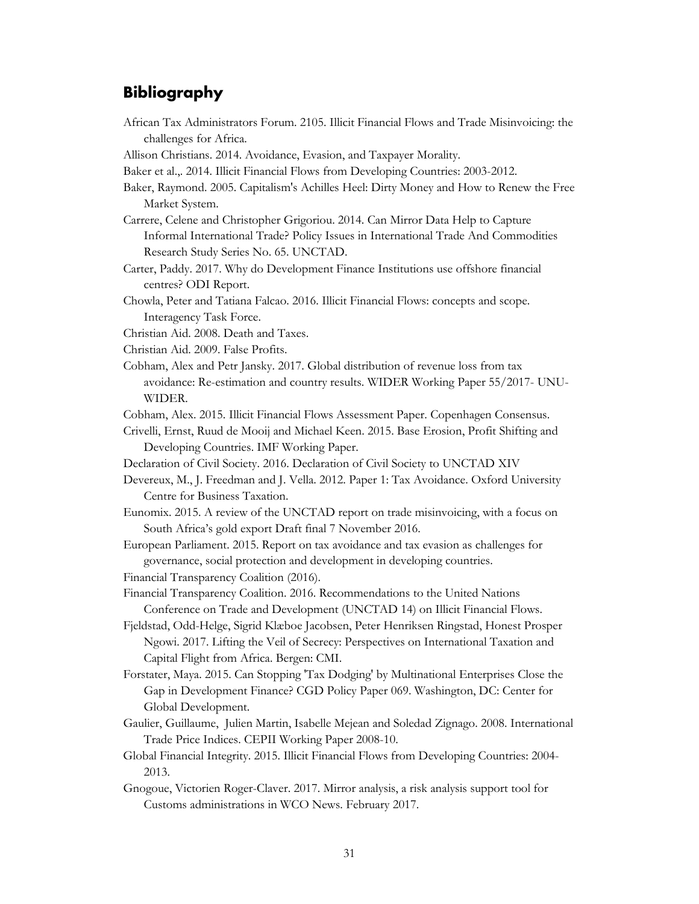## Bibliography

African Tax Administrators Forum. 2105. Illicit Financial Flows and Trade Misinvoicing: the challenges for Africa.

Allison Christians. 2014. Avoidance, Evasion, and Taxpayer Morality.

Baker et al.,. 2014. Illicit Financial Flows from Developing Countries: 2003-2012.

Baker, Raymond. 2005. Capitalism's Achilles Heel: Dirty Money and How to Renew the Free Market System.

Carrere, Celene and Christopher Grigoriou. 2014. Can Mirror Data Help to Capture Informal International Trade? Policy Issues in International Trade And Commodities Research Study Series No. 65. UNCTAD.

Carter, Paddy. 2017. Why do Development Finance Institutions use offshore financial centres? ODI Report.

Chowla, Peter and Tatiana Falcao. 2016. Illicit Financial Flows: concepts and scope. Interagency Task Force.

Christian Aid. 2008. Death and Taxes.

Christian Aid. 2009. False Profits.

Cobham, Alex and Petr Jansky. 2017. Global distribution of revenue loss from tax avoidance: Re-estimation and country results. WIDER Working Paper 55/2017- UNU-WIDER.

Cobham, Alex. 2015. Illicit Financial Flows Assessment Paper. Copenhagen Consensus.

Crivelli, Ernst, Ruud de Mooij and Michael Keen. 2015. Base Erosion, Profit Shifting and Developing Countries. IMF Working Paper.

Declaration of Civil Society. 2016. Declaration of Civil Society to UNCTAD XIV

Devereux, M., J. Freedman and J. Vella. 2012. Paper 1: Tax Avoidance. Oxford University Centre for Business Taxation.

Eunomix. 2015. A review of the UNCTAD report on trade misinvoicing, with a focus on South Africa's gold export Draft final 7 November 2016.

European Parliament. 2015. Report on tax avoidance and tax evasion as challenges for governance, social protection and development in developing countries.

Financial Transparency Coalition (2016).

Financial Transparency Coalition. 2016. Recommendations to the United Nations Conference on Trade and Development (UNCTAD 14) on Illicit Financial Flows.

Fjeldstad, Odd-Helge, Sigrid Klæboe Jacobsen, Peter Henriksen Ringstad, Honest Prosper Ngowi. 2017. Lifting the Veil of Secrecy: Perspectives on International Taxation and Capital Flight from Africa. Bergen: CMI.

Forstater, Maya. 2015. Can Stopping 'Tax Dodging' by Multinational Enterprises Close the Gap in Development Finance? CGD Policy Paper 069. Washington, DC: Center for Global Development.

Gaulier, Guillaume, Julien Martin, Isabelle Mejean and Soledad Zignago. 2008. International Trade Price Indices. CEPII Working Paper 2008-10.

Global Financial Integrity. 2015. Illicit Financial Flows from Developing Countries: 2004-2013.

Gnogoue, Victorien Roger-Claver. 2017. Mirror analysis, a risk analysis support tool for Customs administrations in WCO News. February 2017.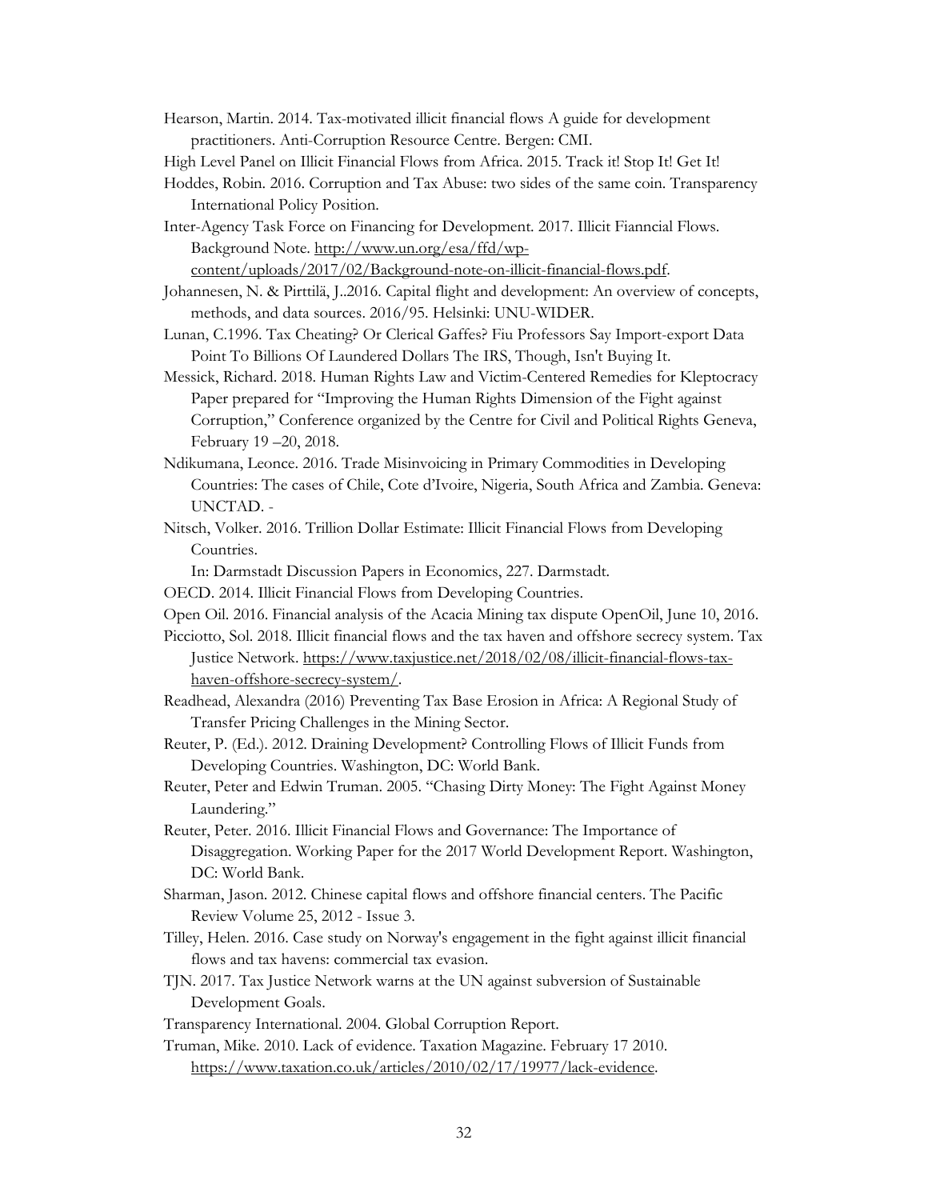Hearson, Martin. 2014. Tax-motivated illicit financial flows A guide for development practitioners. Anti-Corruption Resource Centre. Bergen: CMI.

High Level Panel on Illicit Financial Flows from Africa. 2015. Track it! Stop It! Get It!

Hoddes, Robin. 2016. Corruption and Tax Abuse: two sides of the same coin. Transparency International Policy Position.

Inter-Agency Task Force on Financing for Development. 2017. Illicit Fianncial Flows. Background Note. http://www.un.org/esa/ffd/wp-content/uploads/2017/02/Background-note-on-illicit-financial-flows.pdf.

Johannesen, N. & Pirttilä, J..2016. Capital flight and development: An overview of concepts, methods, and data sources. 2016/95. Helsinki: UNU-WIDER.

Lunan, C.1996. Tax Cheating? Or Clerical Gaffes? Fiu Professors Say Import-export Data Point To Billions Of Laundered Dollars The IRS, Though, Isn't Buying It.

Messick, Richard. 2018. Human Rights Law and Victim-Centered Remedies for Kleptocracy Paper prepared for "Improving the Human Rights Dimension of the Fight against Corruption," Conference organized by the Centre for Civil and Political Rights Geneva, February 19 –20, 2018.

Ndikumana, Leonce. 2016. Trade Misinvoicing in Primary Commodities in Developing Countries: The cases of Chile, Cote d'Ivoire, Nigeria, South Africa and Zambia. Geneva: UNCTAD. -

Nitsch, Volker. 2016. Trillion Dollar Estimate: Illicit Financial Flows from Developing Countries.

In: Darmstadt Discussion Papers in Economics, 227. Darmstadt.

OECD. 2014. Illicit Financial Flows from Developing Countries.

Open Oil. 2016. Financial analysis of the Acacia Mining tax dispute OpenOil, June 10, 2016.

Picciotto, Sol. 2018. Illicit financial flows and the tax haven and offshore secrecy system. Tax Justice Network. https://www.taxjustice.net/2018/02/08/illicit-financial-flows-tax-haven-offshore-secrecy-system/.

Readhead, Alexandra (2016) Preventing Tax Base Erosion in Africa: A Regional Study of Transfer Pricing Challenges in the Mining Sector.

Reuter, P. (Ed.). 2012. Draining Development? Controlling Flows of Illicit Funds from Developing Countries. Washington, DC: World Bank.

Reuter, Peter and Edwin Truman. 2005. "Chasing Dirty Money: The Fight Against Money Laundering."

Reuter, Peter. 2016. Illicit Financial Flows and Governance: The Importance of Disaggregation. Working Paper for the 2017 World Development Report. Washington, DC: World Bank.

Sharman, Jason. 2012. Chinese capital flows and offshore financial centers. The Pacific Review Volume 25, 2012 - Issue 3.

Tilley, Helen. 2016. Case study on Norway's engagement in the fight against illicit financial flows and tax havens: commercial tax evasion.

TJN. 2017. Tax Justice Network warns at the UN against subversion of Sustainable Development Goals.

Transparency International. 2004. Global Corruption Report.

Truman, Mike. 2010. Lack of evidence. Taxation Magazine. February 17 2010. https://www.taxation.co.uk/articles/2010/02/17/19977/lack-evidence.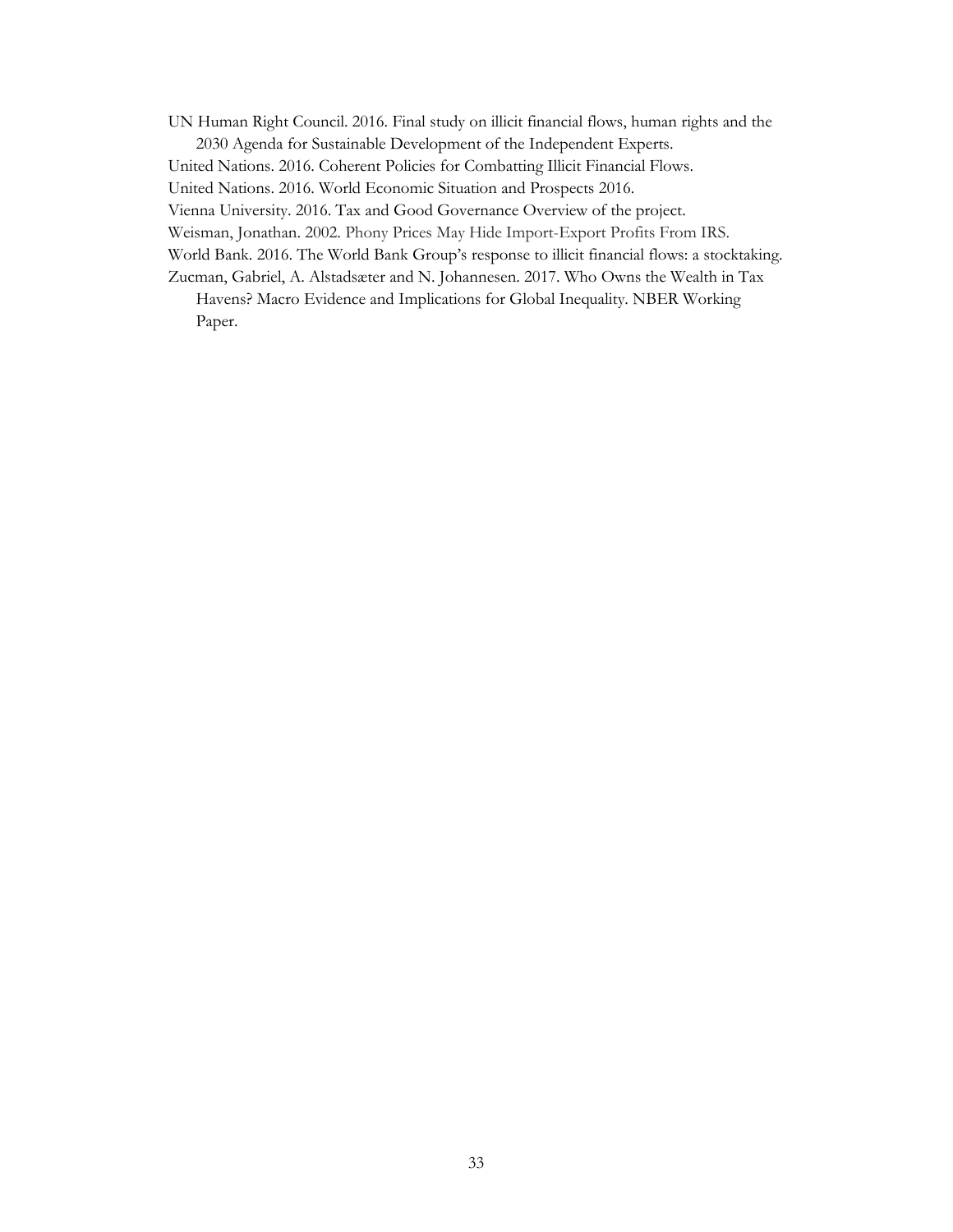UN Human Right Council. 2016. Final study on illicit financial flows, human rights and the 2030 Agenda for Sustainable Development of the Independent Experts.

United Nations. 2016. Coherent Policies for Combatting Illicit Financial Flows.

United Nations. 2016. World Economic Situation and Prospects 2016.

Vienna University. 2016. Tax and Good Governance Overview of the project.

Weisman, Jonathan. 2002. Phony Prices May Hide Import-Export Profits From IRS.

World Bank. 2016. The World Bank Group's response to illicit financial flows: a stocktaking.

Zucman, Gabriel, A. Alstadsæter and N. Johannesen. 2017. Who Owns the Wealth in Tax Havens? Macro Evidence and Implications for Global Inequality. NBER Working Paper.